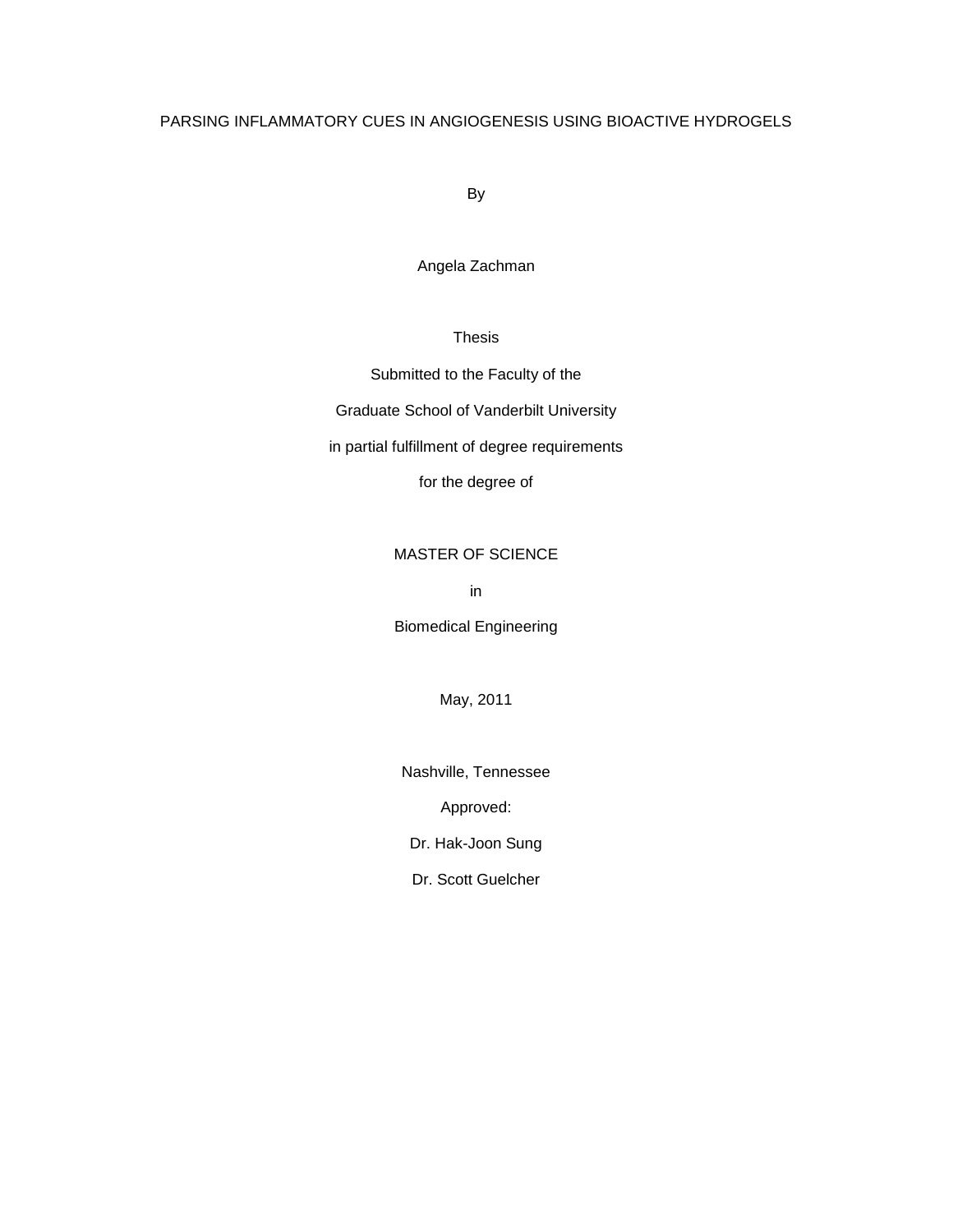# PARSING INFLAMMATORY CUES IN ANGIOGENESIS USING BIOACTIVE HYDROGELS

By

Angela Zachman

Thesis

Submitted to the Faculty of the

Graduate School of Vanderbilt University

in partial fulfillment of degree requirements

for the degree of

MASTER OF SCIENCE

in

Biomedical Engineering

May, 2011

Nashville, Tennessee

Approved:

Dr. Hak-Joon Sung

Dr. Scott Guelcher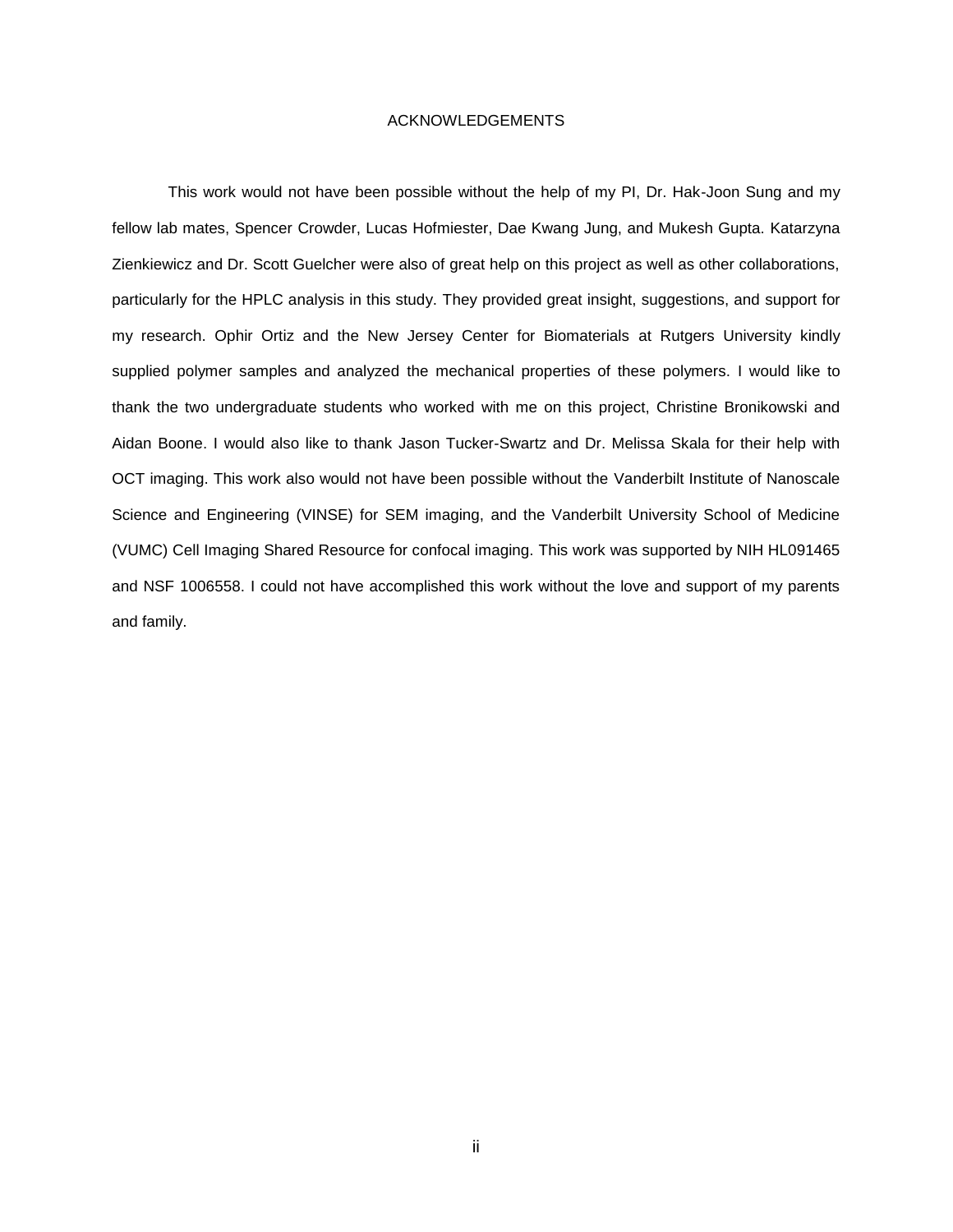# ACKNOWLEDGEMENTS

This work would not have been possible without the help of my PI, Dr. Hak-Joon Sung and my fellow lab mates, Spencer Crowder, Lucas Hofmiester, Dae Kwang Jung, and Mukesh Gupta. Katarzyna Zienkiewicz and Dr. Scott Guelcher were also of great help on this project as well as other collaborations, particularly for the HPLC analysis in this study. They provided great insight, suggestions, and support for my research. Ophir Ortiz and the New Jersey Center for Biomaterials at Rutgers University kindly supplied polymer samples and analyzed the mechanical properties of these polymers. I would like to thank the two undergraduate students who worked with me on this project, Christine Bronikowski and Aidan Boone. I would also like to thank Jason Tucker-Swartz and Dr. Melissa Skala for their help with OCT imaging. This work also would not have been possible without the Vanderbilt Institute of Nanoscale Science and Engineering (VINSE) for SEM imaging, and the Vanderbilt University School of Medicine (VUMC) Cell Imaging Shared Resource for confocal imaging. This work was supported by NIH HL091465 and NSF 1006558. I could not have accomplished this work without the love and support of my parents and family.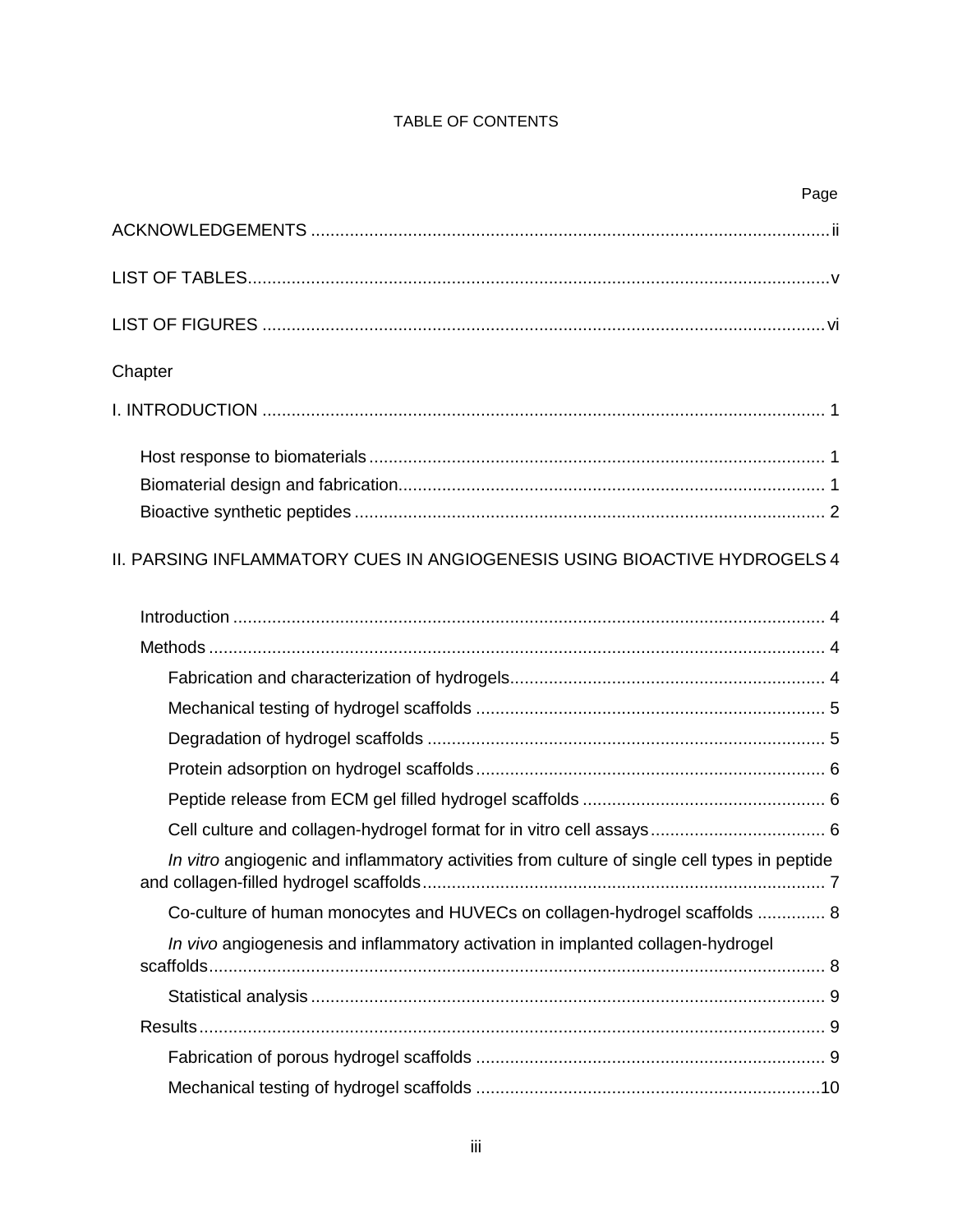TABLE OF CONTENTS

Page

ACKNOWLEDGEMENTS .......... ii

LIST OF TABLES .......... v

LIST OF FIGURES .......... vi

Chapter

I. INTRODUCTION .......... 1

- Host response to biomaterials .......... 1
- Biomaterial design and fabrication .......... 1
- Bioactive synthetic peptides .......... 2

II. PARSING INFLAMMATORY CUES IN ANGIOGENESIS USING BIOACTIVE HYDROGELS .......... 4

- Introduction .......... 4
- Methods .......... 4
  - Fabrication and characterization of hydrogels .......... 4
  - Mechanical testing of hydrogel scaffolds .......... 5
  - Degradation of hydrogel scaffolds .......... 5
  - Protein adsorption on hydrogel scaffolds .......... 6
  - Peptide release from ECM gel filled hydrogel scaffolds .......... 6
  - Cell culture and collagen-hydrogel format for in vitro cell assays .......... 6
  - *In vitro* angiogenic and inflammatory activities from culture of single cell types in peptide and collagen-filled hydrogel scaffolds .......... 7
  - Co-culture of human monocytes and HUVECs on collagen-hydrogel scaffolds .......... 8
  - *In vivo* angiogenesis and inflammatory activation in implanted collagen-hydrogel scaffolds .......... 8
  - Statistical analysis .......... 9
- Results .......... 9
  - Fabrication of porous hydrogel scaffolds .......... 9
  - Mechanical testing of hydrogel scaffolds .......... 10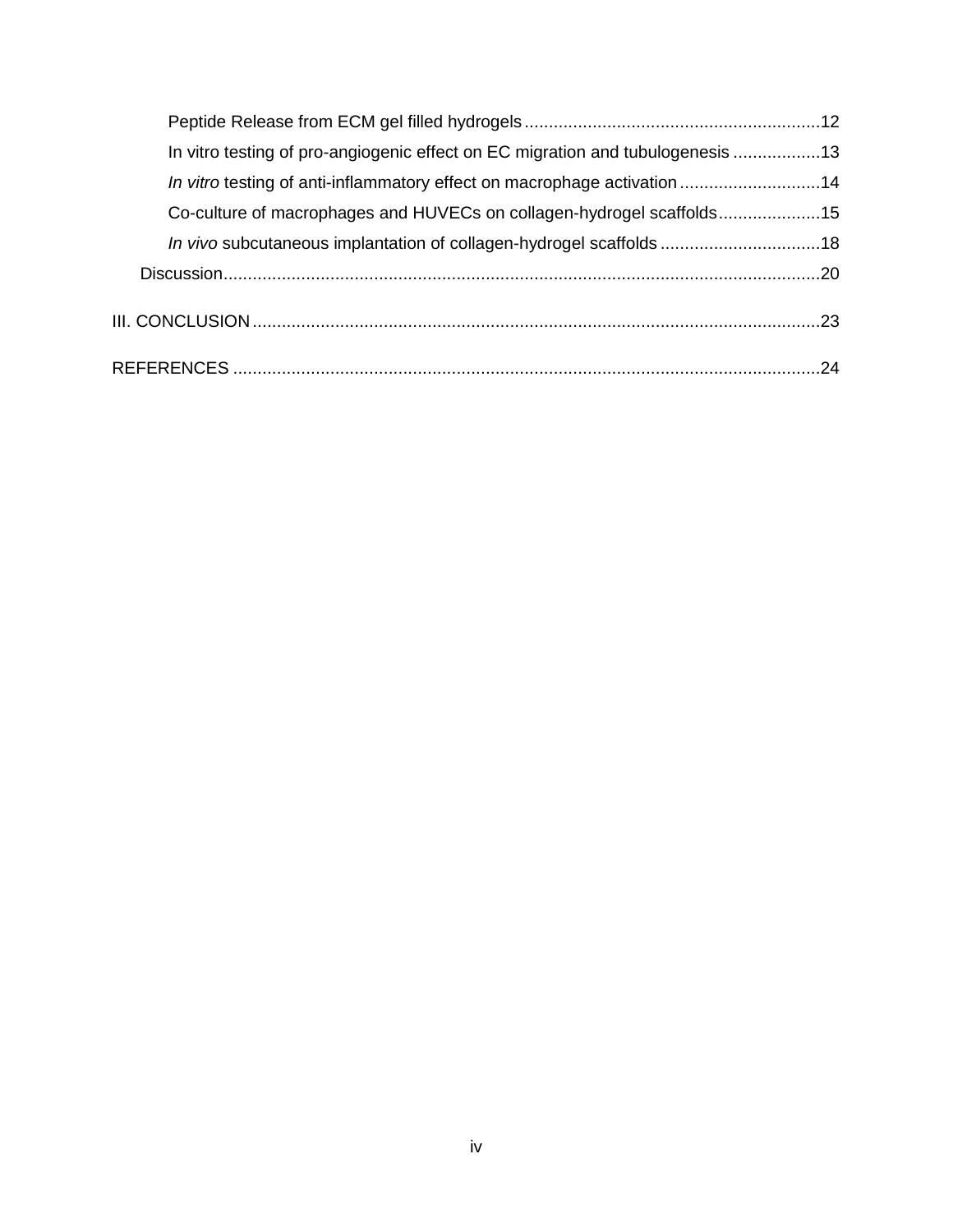Peptide Release from ECM gel filled hydrogels ........................................................... 12

In vitro testing of pro-angiogenic effect on EC migration and tubulogenesis .................. 13

*In vitro* testing of anti-inflammatory effect on macrophage activation ............................ 14

Co-culture of macrophages and HUVECs on collagen-hydrogel scaffolds ..................... 15

*In vivo* subcutaneous implantation of collagen-hydrogel scaffolds ................................ 18

Discussion ........................................................................................................................ 20

III. CONCLUSION ............................................................................................................. 23

REFERENCES .................................................................................................................. 24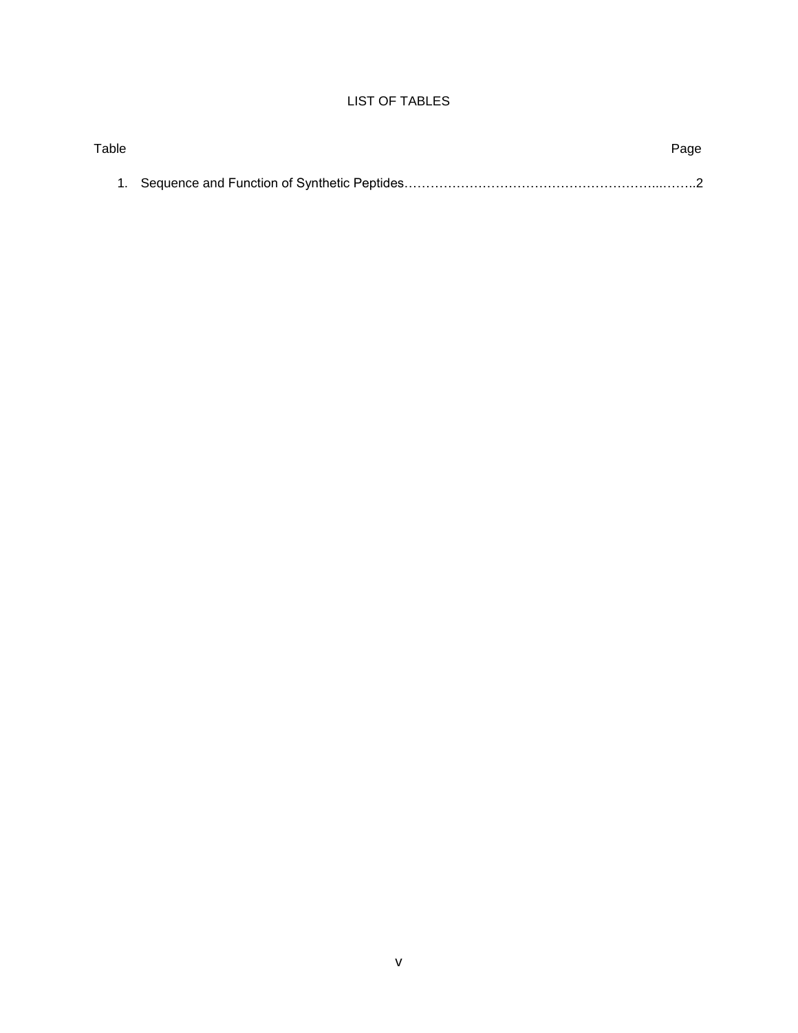# LIST OF TABLES

Table Page

1. Sequence and Function of Synthetic Peptides……………………………………………………...……..2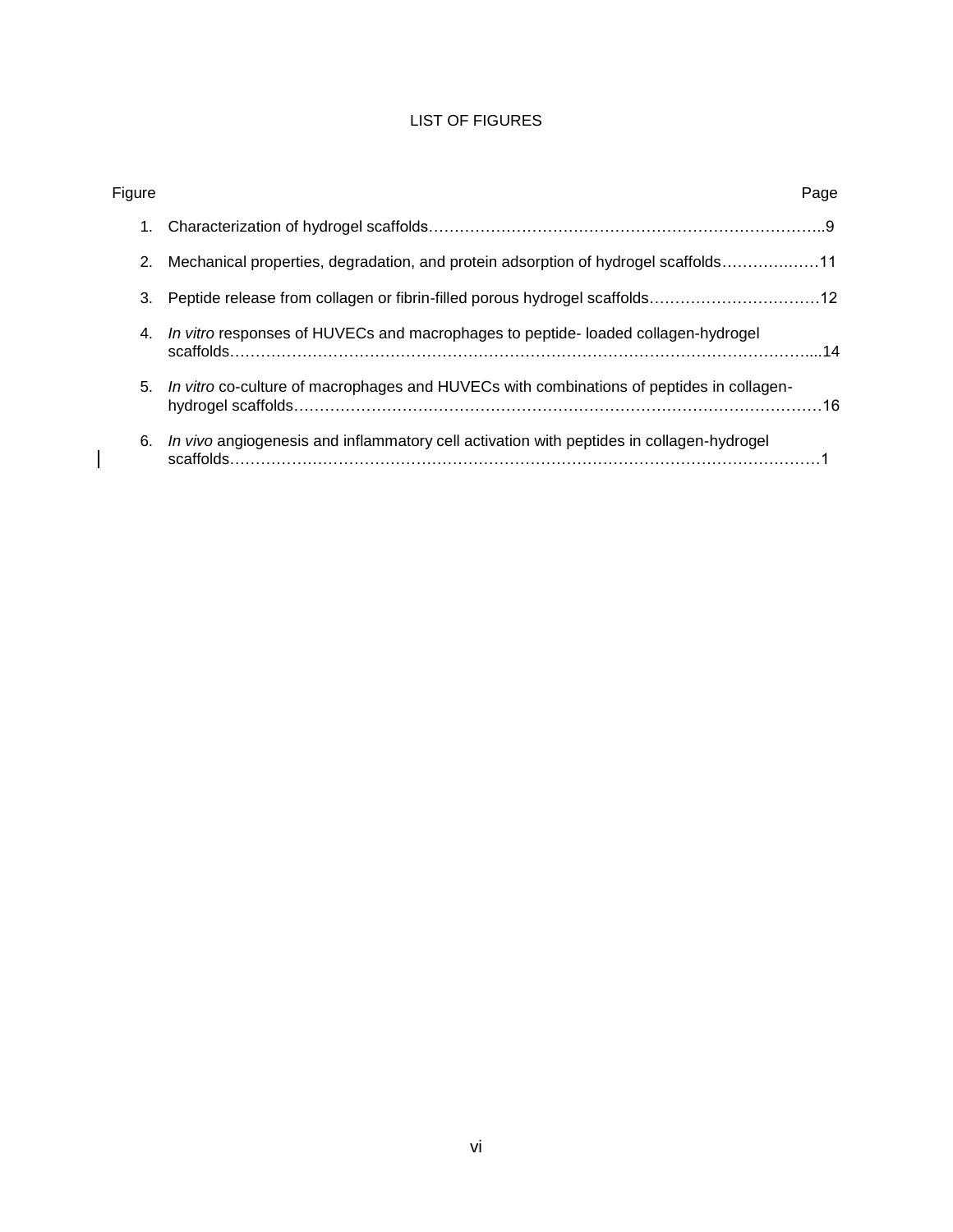# LIST OF FIGURES

Figure Page

1. Characterization of hydrogel scaffolds……………………………………………………………………..9
2. Mechanical properties, degradation, and protein adsorption of hydrogel scaffolds……………..……11
3. Peptide release from collagen or fibrin-filled porous hydrogel scaffolds……………………………12
4. *In vitro* responses of HUVECs and macrophages to peptide- loaded collagen-hydrogel scaffolds…………………………………………………………………………………………………....14
5. *In vitro* co-culture of macrophages and HUVECs with combinations of peptides in collagen-hydrogel scaffolds………………………………………………………………………………………16
6. *In vivo* angiogenesis and inflammatory cell activation with peptides in collagen-hydrogel scaffolds………………………………………………………………………………………………1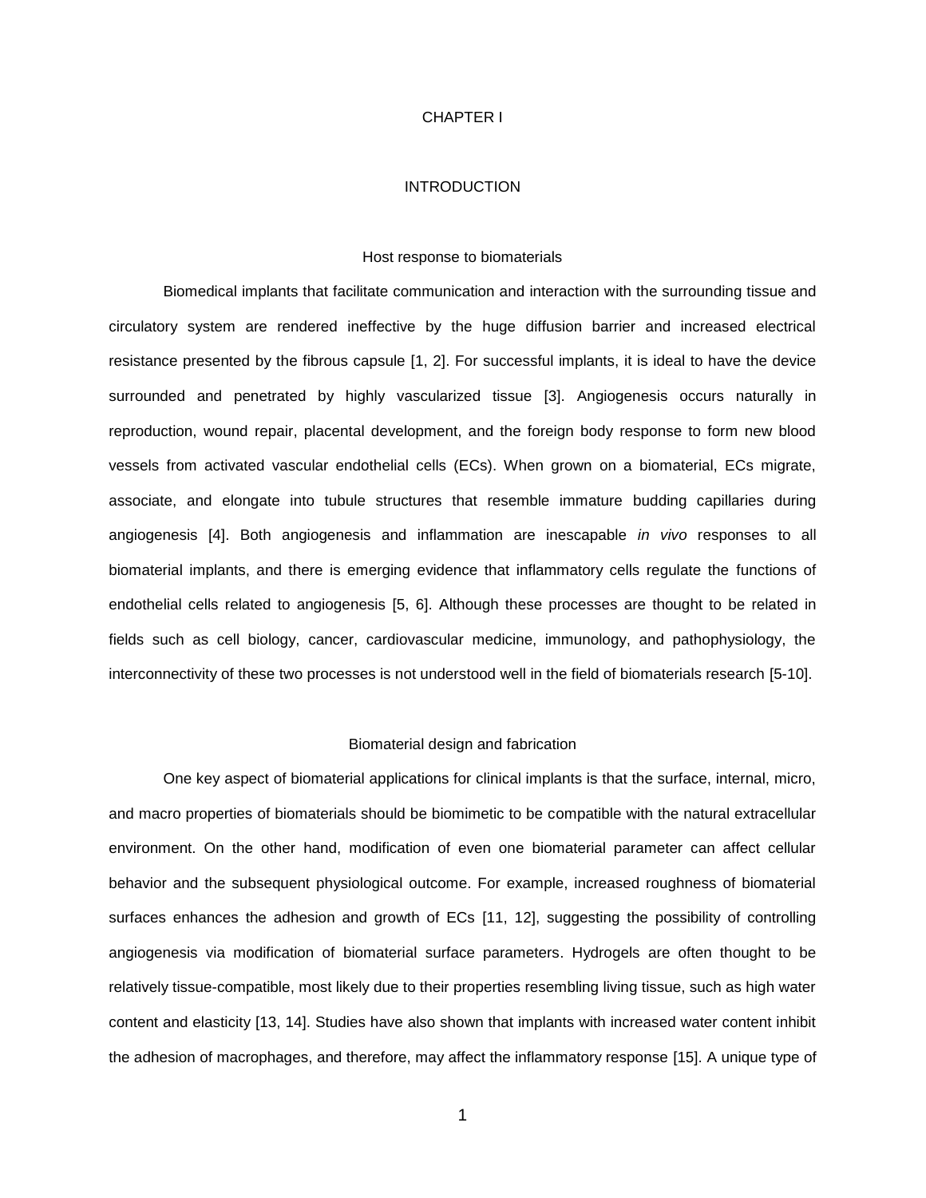# CHAPTER I

# INTRODUCTION

## Host response to biomaterials

Biomedical implants that facilitate communication and interaction with the surrounding tissue and circulatory system are rendered ineffective by the huge diffusion barrier and increased electrical resistance presented by the fibrous capsule [1, 2]. For successful implants, it is ideal to have the device surrounded and penetrated by highly vascularized tissue [3]. Angiogenesis occurs naturally in reproduction, wound repair, placental development, and the foreign body response to form new blood vessels from activated vascular endothelial cells (ECs). When grown on a biomaterial, ECs migrate, associate, and elongate into tubule structures that resemble immature budding capillaries during angiogenesis [4]. Both angiogenesis and inflammation are inescapable *in vivo* responses to all biomaterial implants, and there is emerging evidence that inflammatory cells regulate the functions of endothelial cells related to angiogenesis [5, 6]. Although these processes are thought to be related in fields such as cell biology, cancer, cardiovascular medicine, immunology, and pathophysiology, the interconnectivity of these two processes is not understood well in the field of biomaterials research [5-10].

## Biomaterial design and fabrication

One key aspect of biomaterial applications for clinical implants is that the surface, internal, micro, and macro properties of biomaterials should be biomimetic to be compatible with the natural extracellular environment. On the other hand, modification of even one biomaterial parameter can affect cellular behavior and the subsequent physiological outcome. For example, increased roughness of biomaterial surfaces enhances the adhesion and growth of ECs [11, 12], suggesting the possibility of controlling angiogenesis via modification of biomaterial surface parameters. Hydrogels are often thought to be relatively tissue-compatible, most likely due to their properties resembling living tissue, such as high water content and elasticity [13, 14]. Studies have also shown that implants with increased water content inhibit the adhesion of macrophages, and therefore, may affect the inflammatory response [15]. A unique type of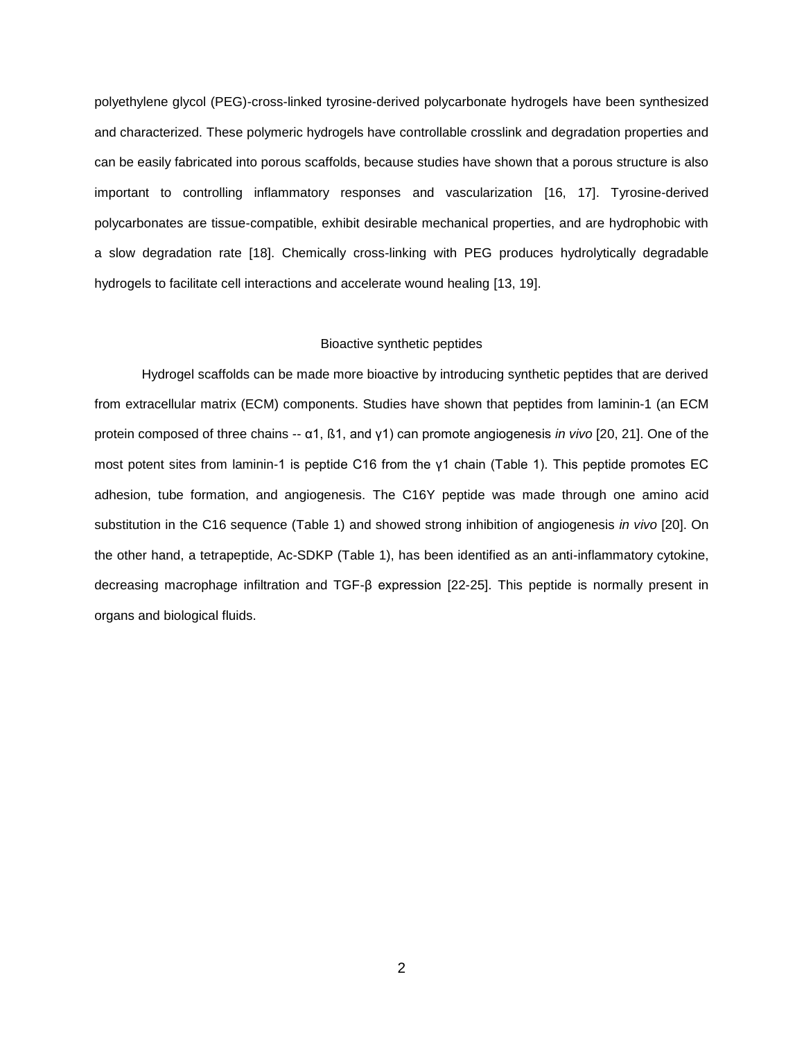polyethylene glycol (PEG)-cross-linked tyrosine-derived polycarbonate hydrogels have been synthesized and characterized. These polymeric hydrogels have controllable crosslink and degradation properties and can be easily fabricated into porous scaffolds, because studies have shown that a porous structure is also important to controlling inflammatory responses and vascularization [16, 17]. Tyrosine-derived polycarbonates are tissue-compatible, exhibit desirable mechanical properties, and are hydrophobic with a slow degradation rate [18]. Chemically cross-linking with PEG produces hydrolytically degradable hydrogels to facilitate cell interactions and accelerate wound healing [13, 19].

## Bioactive synthetic peptides

Hydrogel scaffolds can be made more bioactive by introducing synthetic peptides that are derived from extracellular matrix (ECM) components. Studies have shown that peptides from laminin-1 (an ECM protein composed of three chains -- α1, ß1, and γ1) can promote angiogenesis *in vivo* [20, 21]. One of the most potent sites from laminin-1 is peptide C16 from the γ1 chain (Table 1). This peptide promotes EC adhesion, tube formation, and angiogenesis. The C16Y peptide was made through one amino acid substitution in the C16 sequence (Table 1) and showed strong inhibition of angiogenesis *in vivo* [20]. On the other hand, a tetrapeptide, Ac-SDKP (Table 1), has been identified as an anti-inflammatory cytokine, decreasing macrophage infiltration and TGF-β expression [22-25]. This peptide is normally present in organs and biological fluids.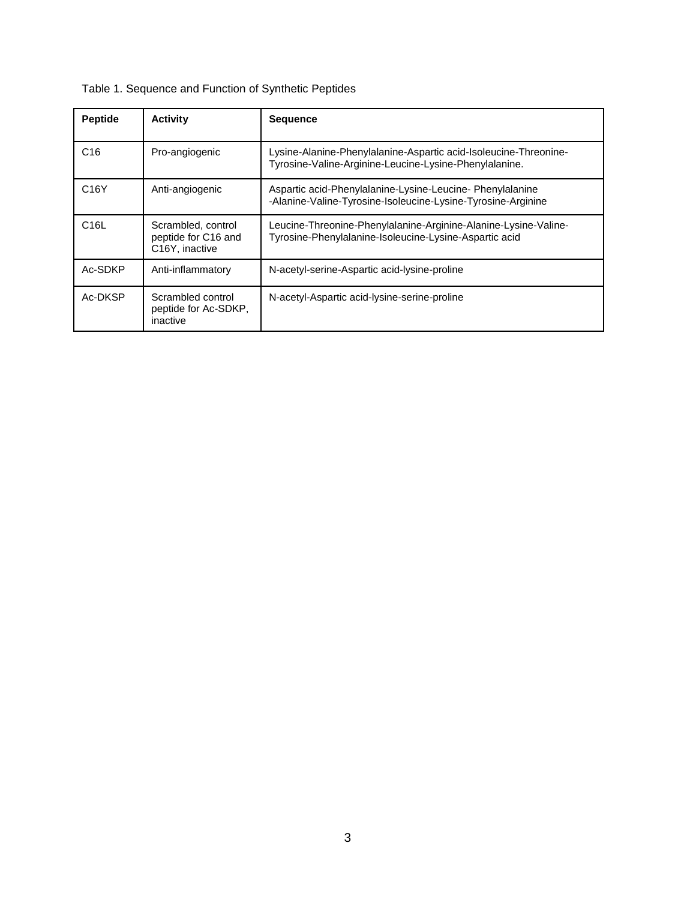Table 1. Sequence and Function of Synthetic Peptides

| Peptide | Activity | Sequence |
|---|---|---|
| C16 | Pro-angiogenic | Lysine-Alanine-Phenylalanine-Aspartic acid-Isoleucine-Threonine-Tyrosine-Valine-Arginine-Leucine-Lysine-Phenylalanine. |
| C16Y | Anti-angiogenic | Aspartic acid-Phenylalanine-Lysine-Leucine- Phenylalanine -Alanine-Valine-Tyrosine-Isoleucine-Lysine-Tyrosine-Arginine |
| C16L | Scrambled, control peptide for C16 and C16Y, inactive | Leucine-Threonine-Phenylalanine-Arginine-Alanine-Lysine-Valine-Tyrosine-Phenylalanine-Isoleucine-Lysine-Aspartic acid |
| Ac-SDKP | Anti-inflammatory | N-acetyl-serine-Aspartic acid-lysine-proline |
| Ac-DKSP | Scrambled control peptide for Ac-SDKP, inactive | N-acetyl-Aspartic acid-lysine-serine-proline |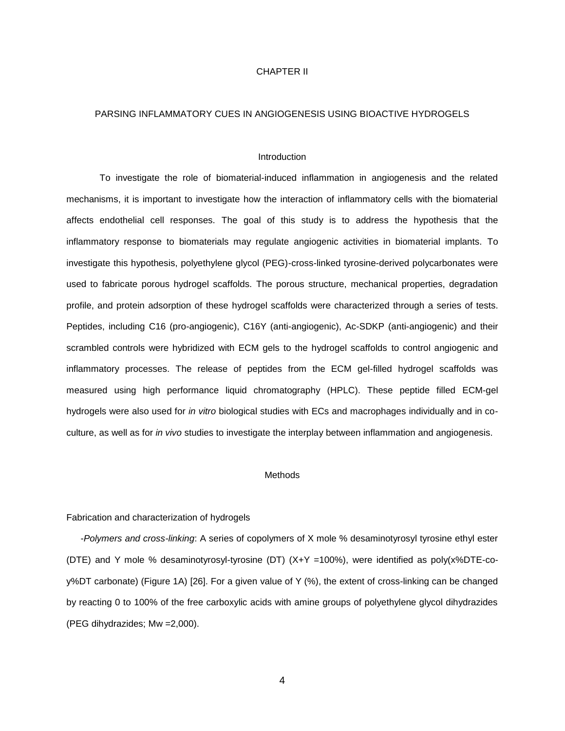# CHAPTER II

## PARSING INFLAMMATORY CUES IN ANGIOGENESIS USING BIOACTIVE HYDROGELS

### Introduction

To investigate the role of biomaterial-induced inflammation in angiogenesis and the related mechanisms, it is important to investigate how the interaction of inflammatory cells with the biomaterial affects endothelial cell responses. The goal of this study is to address the hypothesis that the inflammatory response to biomaterials may regulate angiogenic activities in biomaterial implants. To investigate this hypothesis, polyethylene glycol (PEG)-cross-linked tyrosine-derived polycarbonates were used to fabricate porous hydrogel scaffolds. The porous structure, mechanical properties, degradation profile, and protein adsorption of these hydrogel scaffolds were characterized through a series of tests. Peptides, including C16 (pro-angiogenic), C16Y (anti-angiogenic), Ac-SDKP (anti-angiogenic) and their scrambled controls were hybridized with ECM gels to the hydrogel scaffolds to control angiogenic and inflammatory processes. The release of peptides from the ECM gel-filled hydrogel scaffolds was measured using high performance liquid chromatography (HPLC). These peptide filled ECM-gel hydrogels were also used for *in vitro* biological studies with ECs and macrophages individually and in co-culture, as well as for *in vivo* studies to investigate the interplay between inflammation and angiogenesis.

### Methods

Fabrication and characterization of hydrogels

-*Polymers and cross-linking*: A series of copolymers of X mole % desaminotyrosyl tyrosine ethyl ester (DTE) and Y mole % desaminotyrosyl-tyrosine (DT) (X+Y =100%), were identified as poly(x%DTE-co-y%DT carbonate) (Figure 1A) [26]. For a given value of Y (%), the extent of cross-linking can be changed by reacting 0 to 100% of the free carboxylic acids with amine groups of polyethylene glycol dihydrazides (PEG dihydrazides; Mw =2,000).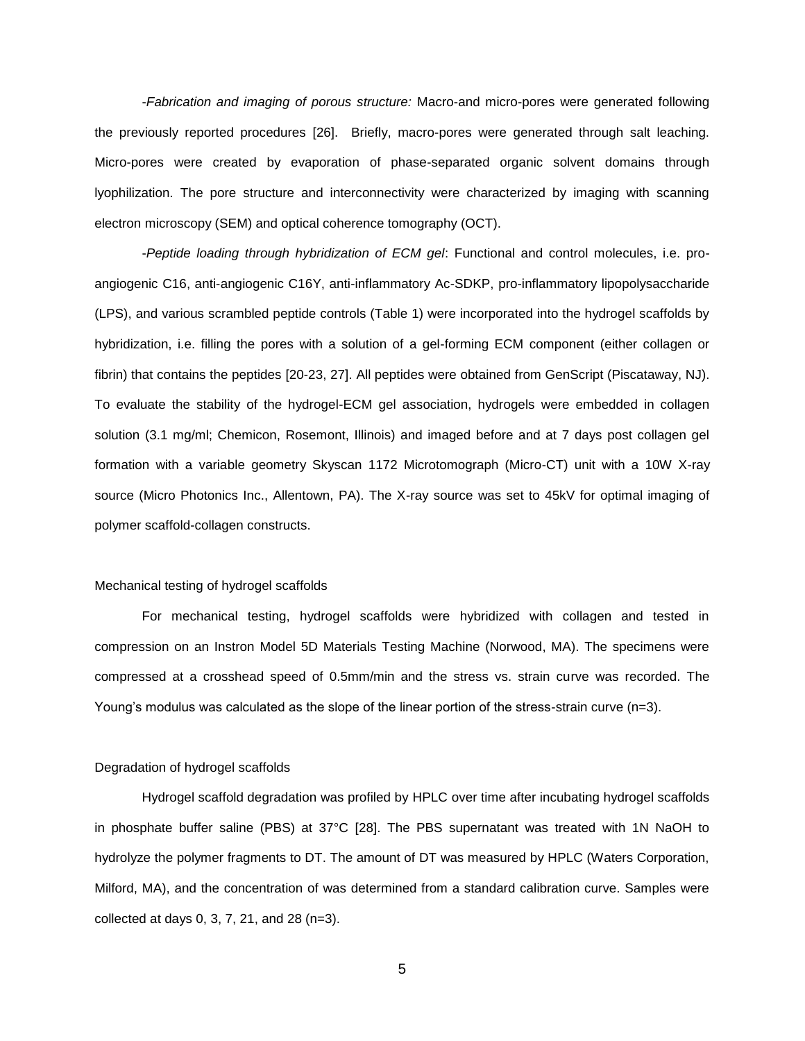*-Fabrication and imaging of porous structure:* Macro-and micro-pores were generated following the previously reported procedures [26]. Briefly, macro-pores were generated through salt leaching. Micro-pores were created by evaporation of phase-separated organic solvent domains through lyophilization. The pore structure and interconnectivity were characterized by imaging with scanning electron microscopy (SEM) and optical coherence tomography (OCT).

*-Peptide loading through hybridization of ECM gel*: Functional and control molecules, i.e. pro-angiogenic C16, anti-angiogenic C16Y, anti-inflammatory Ac-SDKP, pro-inflammatory lipopolysaccharide (LPS), and various scrambled peptide controls (Table 1) were incorporated into the hydrogel scaffolds by hybridization, i.e. filling the pores with a solution of a gel-forming ECM component (either collagen or fibrin) that contains the peptides [20-23, 27]. All peptides were obtained from GenScript (Piscataway, NJ). To evaluate the stability of the hydrogel-ECM gel association, hydrogels were embedded in collagen solution (3.1 mg/ml; Chemicon, Rosemont, Illinois) and imaged before and at 7 days post collagen gel formation with a variable geometry Skyscan 1172 Microtomograph (Micro-CT) unit with a 10W X-ray source (Micro Photonics Inc., Allentown, PA). The X-ray source was set to 45kV for optimal imaging of polymer scaffold-collagen constructs.

## Mechanical testing of hydrogel scaffolds

For mechanical testing, hydrogel scaffolds were hybridized with collagen and tested in compression on an Instron Model 5D Materials Testing Machine (Norwood, MA). The specimens were compressed at a crosshead speed of 0.5mm/min and the stress vs. strain curve was recorded. The Young's modulus was calculated as the slope of the linear portion of the stress-strain curve (n=3).

## Degradation of hydrogel scaffolds

Hydrogel scaffold degradation was profiled by HPLC over time after incubating hydrogel scaffolds in phosphate buffer saline (PBS) at 37°C [28]. The PBS supernatant was treated with 1N NaOH to hydrolyze the polymer fragments to DT. The amount of DT was measured by HPLC (Waters Corporation, Milford, MA), and the concentration of was determined from a standard calibration curve. Samples were collected at days 0, 3, 7, 21, and 28 (n=3).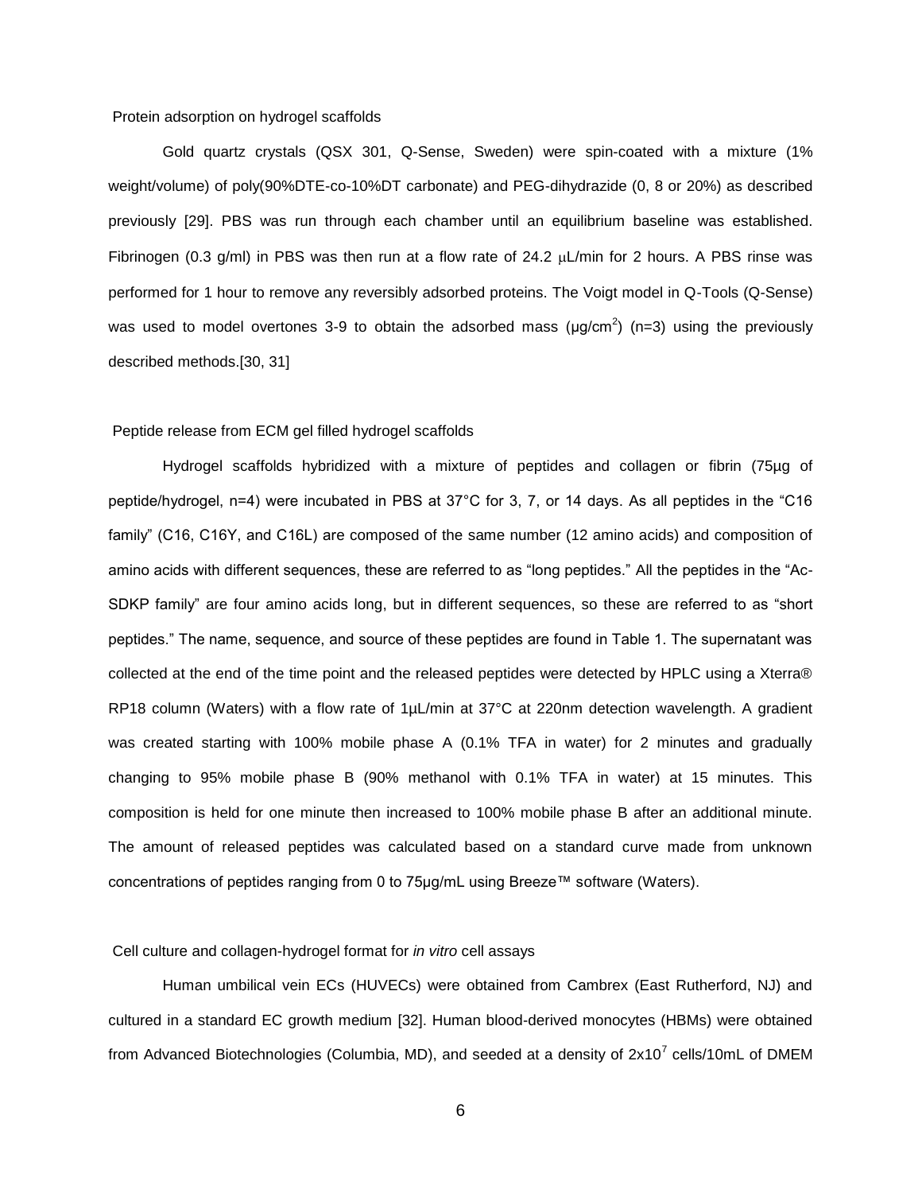## Protein adsorption on hydrogel scaffolds

Gold quartz crystals (QSX 301, Q-Sense, Sweden) were spin-coated with a mixture (1% weight/volume) of poly(90%DTE-co-10%DT carbonate) and PEG-dihydrazide (0, 8 or 20%) as described previously [29]. PBS was run through each chamber until an equilibrium baseline was established. Fibrinogen (0.3 g/ml) in PBS was then run at a flow rate of 24.2 μL/min for 2 hours. A PBS rinse was performed for 1 hour to remove any reversibly adsorbed proteins. The Voigt model in Q-Tools (Q-Sense) was used to model overtones 3-9 to obtain the adsorbed mass (μg/cm$^2$) (n=3) using the previously described methods.[30, 31]

## Peptide release from ECM gel filled hydrogel scaffolds

Hydrogel scaffolds hybridized with a mixture of peptides and collagen or fibrin (75μg of peptide/hydrogel, n=4) were incubated in PBS at 37°C for 3, 7, or 14 days. As all peptides in the "C16 family" (C16, C16Y, and C16L) are composed of the same number (12 amino acids) and composition of amino acids with different sequences, these are referred to as "long peptides." All the peptides in the "Ac-SDKP family" are four amino acids long, but in different sequences, so these are referred to as "short peptides." The name, sequence, and source of these peptides are found in Table 1. The supernatant was collected at the end of the time point and the released peptides were detected by HPLC using a Xterra® RP18 column (Waters) with a flow rate of 1μL/min at 37°C at 220nm detection wavelength. A gradient was created starting with 100% mobile phase A (0.1% TFA in water) for 2 minutes and gradually changing to 95% mobile phase B (90% methanol with 0.1% TFA in water) at 15 minutes. This composition is held for one minute then increased to 100% mobile phase B after an additional minute. The amount of released peptides was calculated based on a standard curve made from unknown concentrations of peptides ranging from 0 to 75μg/mL using Breeze™ software (Waters).

## Cell culture and collagen-hydrogel format for *in vitro* cell assays

Human umbilical vein ECs (HUVECs) were obtained from Cambrex (East Rutherford, NJ) and cultured in a standard EC growth medium [32]. Human blood-derived monocytes (HBMs) were obtained from Advanced Biotechnologies (Columbia, MD), and seeded at a density of $2x10^7$ cells/10mL of DMEM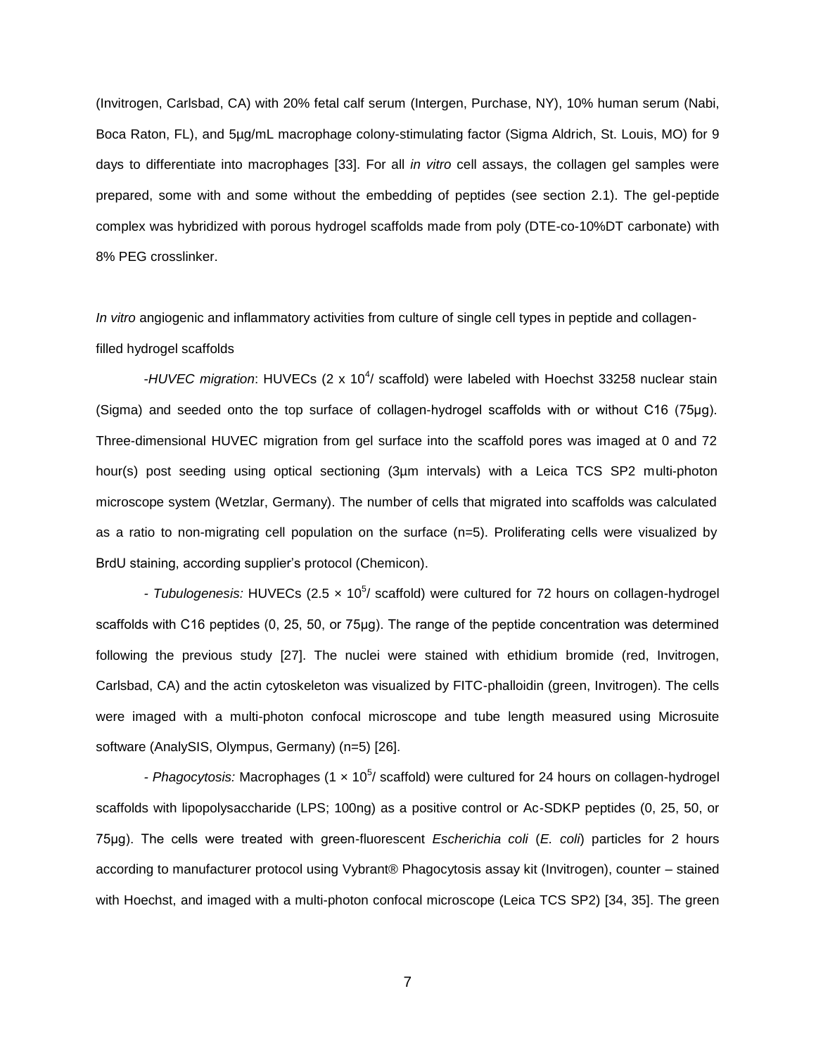(Invitrogen, Carlsbad, CA) with 20% fetal calf serum (Intergen, Purchase, NY), 10% human serum (Nabi, Boca Raton, FL), and 5µg/mL macrophage colony-stimulating factor (Sigma Aldrich, St. Louis, MO) for 9 days to differentiate into macrophages [33]. For all *in vitro* cell assays, the collagen gel samples were prepared, some with and some without the embedding of peptides (see section 2.1). The gel-peptide complex was hybridized with porous hydrogel scaffolds made from poly (DTE-co-10%DT carbonate) with 8% PEG crosslinker.

*In vitro* angiogenic and inflammatory activities from culture of single cell types in peptide and collagen-filled hydrogel scaffolds

-*HUVEC migration*: HUVECs (2 x $10^4$/ scaffold) were labeled with Hoechst 33258 nuclear stain (Sigma) and seeded onto the top surface of collagen-hydrogel scaffolds with or without C16 (75µg). Three-dimensional HUVEC migration from gel surface into the scaffold pores was imaged at 0 and 72 hour(s) post seeding using optical sectioning (3µm intervals) with a Leica TCS SP2 multi-photon microscope system (Wetzlar, Germany). The number of cells that migrated into scaffolds was calculated as a ratio to non-migrating cell population on the surface (n=5). Proliferating cells were visualized by BrdU staining, according supplier's protocol (Chemicon).

- *Tubulogenesis:* HUVECs (2.5 × $10^5$/ scaffold) were cultured for 72 hours on collagen-hydrogel scaffolds with C16 peptides (0, 25, 50, or 75µg). The range of the peptide concentration was determined following the previous study [27]. The nuclei were stained with ethidium bromide (red, Invitrogen, Carlsbad, CA) and the actin cytoskeleton was visualized by FITC-phalloidin (green, Invitrogen). The cells were imaged with a multi-photon confocal microscope and tube length measured using Microsuite software (AnalySIS, Olympus, Germany) (n=5) [26].

- *Phagocytosis:* Macrophages (1 × $10^5$/ scaffold) were cultured for 24 hours on collagen-hydrogel scaffolds with lipopolysaccharide (LPS; 100ng) as a positive control or Ac-SDKP peptides (0, 25, 50, or 75µg). The cells were treated with green-fluorescent *Escherichia coli* (*E. coli*) particles for 2 hours according to manufacturer protocol using Vybrant® Phagocytosis assay kit (Invitrogen), counter – stained with Hoechst, and imaged with a multi-photon confocal microscope (Leica TCS SP2) [34, 35]. The green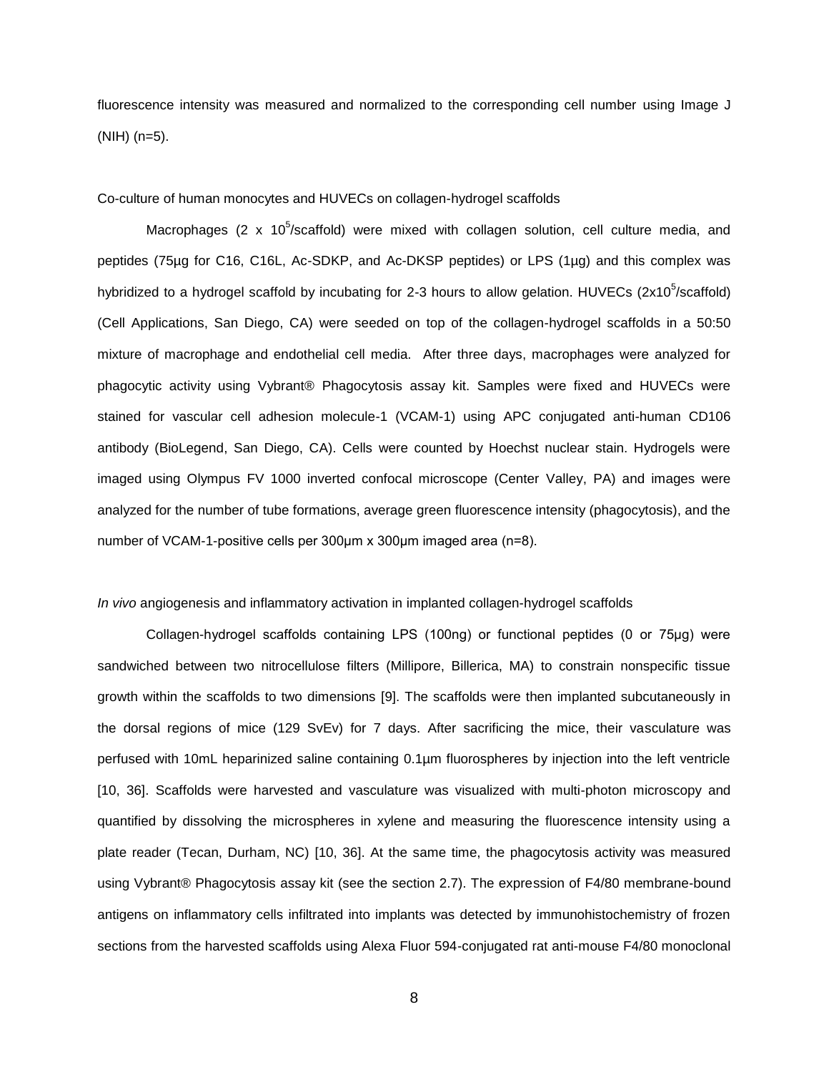fluorescence intensity was measured and normalized to the corresponding cell number using Image J (NIH) (n=5).

### Co-culture of human monocytes and HUVECs on collagen-hydrogel scaffolds

Macrophages (2 x $10^5$/scaffold) were mixed with collagen solution, cell culture media, and peptides (75µg for C16, C16L, Ac-SDKP, and Ac-DKSP peptides) or LPS (1µg) and this complex was hybridized to a hydrogel scaffold by incubating for 2-3 hours to allow gelation. HUVECs (2x$10^5$/scaffold) (Cell Applications, San Diego, CA) were seeded on top of the collagen-hydrogel scaffolds in a 50:50 mixture of macrophage and endothelial cell media. After three days, macrophages were analyzed for phagocytic activity using Vybrant® Phagocytosis assay kit. Samples were fixed and HUVECs were stained for vascular cell adhesion molecule-1 (VCAM-1) using APC conjugated anti-human CD106 antibody (BioLegend, San Diego, CA). Cells were counted by Hoechst nuclear stain. Hydrogels were imaged using Olympus FV 1000 inverted confocal microscope (Center Valley, PA) and images were analyzed for the number of tube formations, average green fluorescence intensity (phagocytosis), and the number of VCAM-1-positive cells per 300µm x 300µm imaged area (n=8).

### *In vivo* angiogenesis and inflammatory activation in implanted collagen-hydrogel scaffolds

Collagen-hydrogel scaffolds containing LPS (100ng) or functional peptides (0 or 75µg) were sandwiched between two nitrocellulose filters (Millipore, Billerica, MA) to constrain nonspecific tissue growth within the scaffolds to two dimensions [9]. The scaffolds were then implanted subcutaneously in the dorsal regions of mice (129 SvEv) for 7 days. After sacrificing the mice, their vasculature was perfused with 10mL heparinized saline containing 0.1µm fluorospheres by injection into the left ventricle [10, 36]. Scaffolds were harvested and vasculature was visualized with multi-photon microscopy and quantified by dissolving the microspheres in xylene and measuring the fluorescence intensity using a plate reader (Tecan, Durham, NC) [10, 36]. At the same time, the phagocytosis activity was measured using Vybrant® Phagocytosis assay kit (see the section 2.7). The expression of F4/80 membrane-bound antigens on inflammatory cells infiltrated into implants was detected by immunohistochemistry of frozen sections from the harvested scaffolds using Alexa Fluor 594-conjugated rat anti-mouse F4/80 monoclonal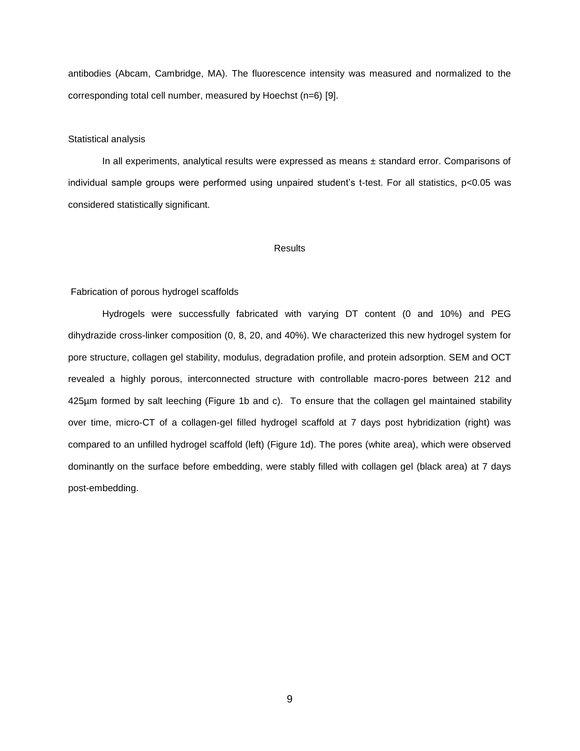antibodies (Abcam, Cambridge, MA). The fluorescence intensity was measured and normalized to the corresponding total cell number, measured by Hoechst (n=6) [9].

### Statistical analysis

In all experiments, analytical results were expressed as means ± standard error. Comparisons of individual sample groups were performed using unpaired student's t-test. For all statistics, $p<0.05$ was considered statistically significant.

## Results

### Fabrication of porous hydrogel scaffolds

Hydrogels were successfully fabricated with varying DT content (0 and 10%) and PEG dihydrazide cross-linker composition (0, 8, 20, and 40%). We characterized this new hydrogel system for pore structure, collagen gel stability, modulus, degradation profile, and protein adsorption. SEM and OCT revealed a highly porous, interconnected structure with controllable macro-pores between 212 and 425µm formed by salt leeching (Figure 1b and c). To ensure that the collagen gel maintained stability over time, micro-CT of a collagen-gel filled hydrogel scaffold at 7 days post hybridization (right) was compared to an unfilled hydrogel scaffold (left) (Figure 1d). The pores (white area), which were observed dominantly on the surface before embedding, were stably filled with collagen gel (black area) at 7 days post-embedding.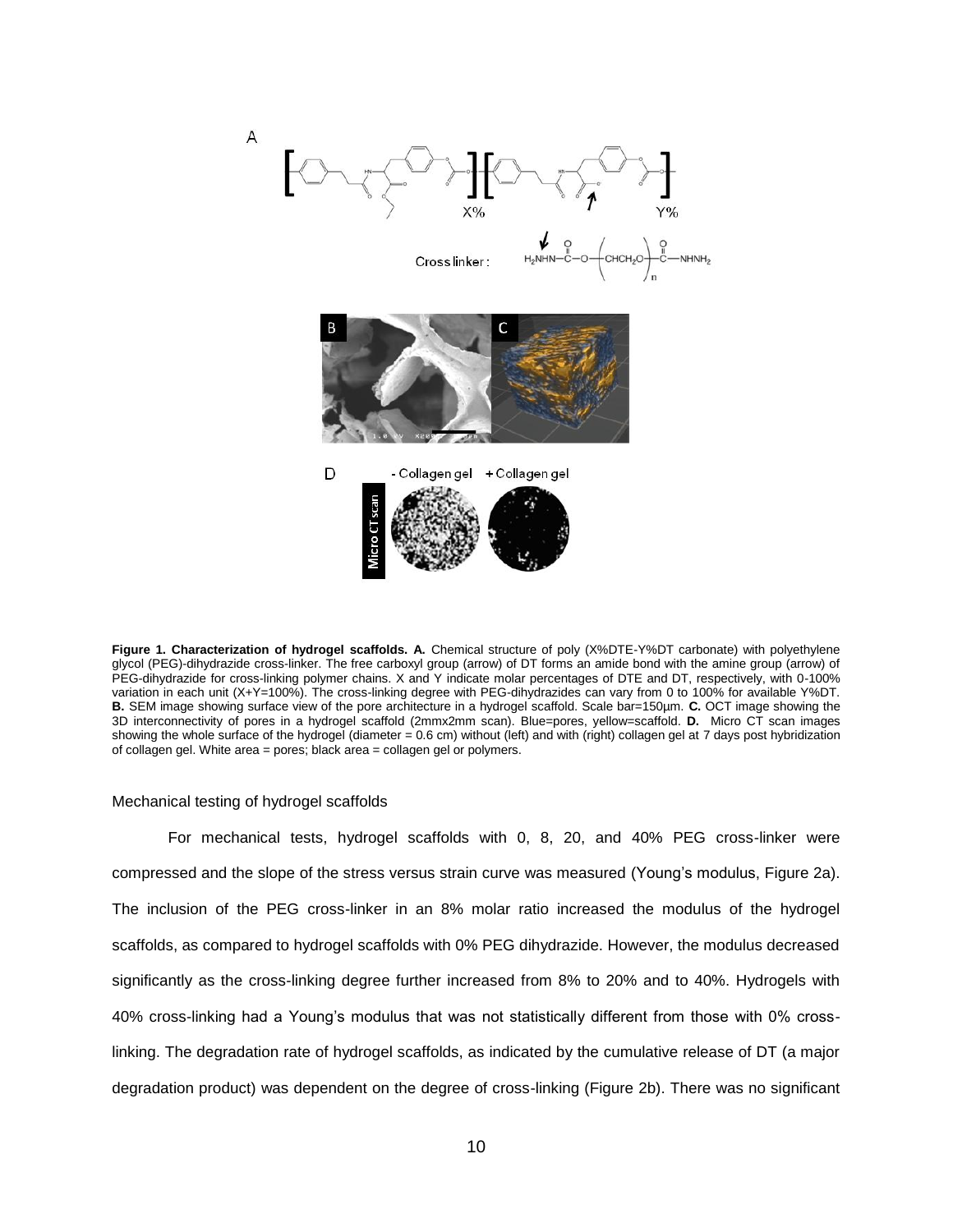**Figure 1. Characterization of hydrogel scaffolds. A.** Chemical structure of poly (X%DTE-Y%DT carbonate) with polyethylene glycol (PEG)-dihydrazide cross-linker. The free carboxyl group (arrow) of DT forms an amide bond with the amine group (arrow) of PEG-dihydrazide for cross-linking polymer chains. X and Y indicate molar percentages of DTE and DT, respectively, with 0-100% variation in each unit (X+Y=100%). The cross-linking degree with PEG-dihydrazides can vary from 0 to 100% for available Y%DT. **B.** SEM image showing surface view of the pore architecture in a hydrogel scaffold. Scale bar=150μm. **C.** OCT image showing the 3D interconnectivity of pores in a hydrogel scaffold (2mmx2mm scan). Blue=pores, yellow=scaffold. **D.** Micro CT scan images showing the whole surface of the hydrogel (diameter = 0.6 cm) without (left) and with (right) collagen gel at 7 days post hybridization of collagen gel. White area = pores; black area = collagen gel or polymers.

## Mechanical testing of hydrogel scaffolds

For mechanical tests, hydrogel scaffolds with 0, 8, 20, and 40% PEG cross-linker were compressed and the slope of the stress versus strain curve was measured (Young's modulus, Figure 2a). The inclusion of the PEG cross-linker in an 8% molar ratio increased the modulus of the hydrogel scaffolds, as compared to hydrogel scaffolds with 0% PEG dihydrazide. However, the modulus decreased significantly as the cross-linking degree further increased from 8% to 20% and to 40%. Hydrogels with 40% cross-linking had a Young's modulus that was not statistically different from those with 0% cross-linking. The degradation rate of hydrogel scaffolds, as indicated by the cumulative release of DT (a major degradation product) was dependent on the degree of cross-linking (Figure 2b). There was no significant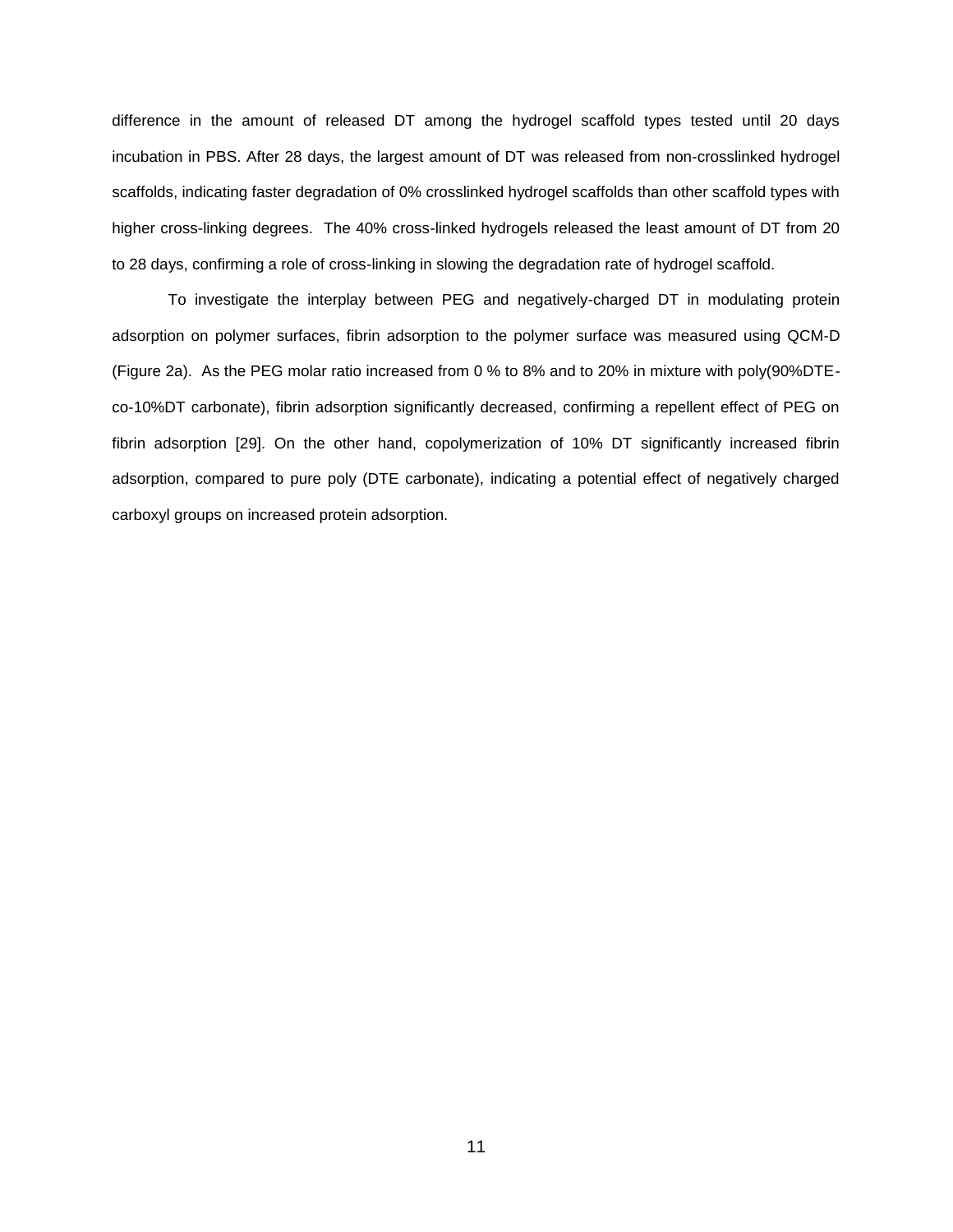difference in the amount of released DT among the hydrogel scaffold types tested until 20 days incubation in PBS. After 28 days, the largest amount of DT was released from non-crosslinked hydrogel scaffolds, indicating faster degradation of 0% crosslinked hydrogel scaffolds than other scaffold types with higher cross-linking degrees. The 40% cross-linked hydrogels released the least amount of DT from 20 to 28 days, confirming a role of cross-linking in slowing the degradation rate of hydrogel scaffold.

To investigate the interplay between PEG and negatively-charged DT in modulating protein adsorption on polymer surfaces, fibrin adsorption to the polymer surface was measured using QCM-D (Figure 2a). As the PEG molar ratio increased from 0 % to 8% and to 20% in mixture with poly(90%DTE-co-10%DT carbonate), fibrin adsorption significantly decreased, confirming a repellent effect of PEG on fibrin adsorption [29]. On the other hand, copolymerization of 10% DT significantly increased fibrin adsorption, compared to pure poly (DTE carbonate), indicating a potential effect of negatively charged carboxyl groups on increased protein adsorption.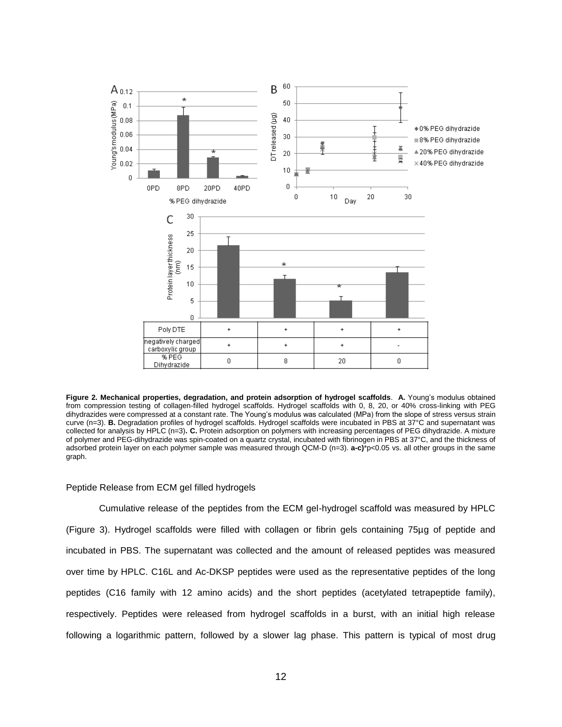**Figure 2. Mechanical properties, degradation, and protein adsorption of hydrogel scaffolds**. **A.** Young's modulus obtained from compression testing of collagen-filled hydrogel scaffolds. Hydrogel scaffolds with 0, 8, 20, or 40% cross-linking with PEG dihydrazides were compressed at a constant rate. The Young's modulus was calculated (MPa) from the slope of stress versus strain curve (n=3). **B.** Degradation profiles of hydrogel scaffolds. Hydrogel scaffolds were incubated in PBS at 37°C and supernatant was collected for analysis by HPLC (n=3)**. C.** Protein adsorption on polymers with increasing percentages of PEG dihydrazide. A mixture of polymer and PEG-dihydrazide was spin-coated on a quartz crystal, incubated with fibrinogen in PBS at 37°C, and the thickness of adsorbed protein layer on each polymer sample was measured through QCM-D (n=3). **a-c)**\*$p<0.05$ vs. all other groups in the same graph.

Peptide Release from ECM gel filled hydrogels

Cumulative release of the peptides from the ECM gel-hydrogel scaffold was measured by HPLC (Figure 3). Hydrogel scaffolds were filled with collagen or fibrin gels containing 75µg of peptide and incubated in PBS. The supernatant was collected and the amount of released peptides was measured over time by HPLC. C16L and Ac-DKSP peptides were used as the representative peptides of the long peptides (C16 family with 12 amino acids) and the short peptides (acetylated tetrapeptide family), respectively. Peptides were released from hydrogel scaffolds in a burst, with an initial high release following a logarithmic pattern, followed by a slower lag phase. This pattern is typical of most drug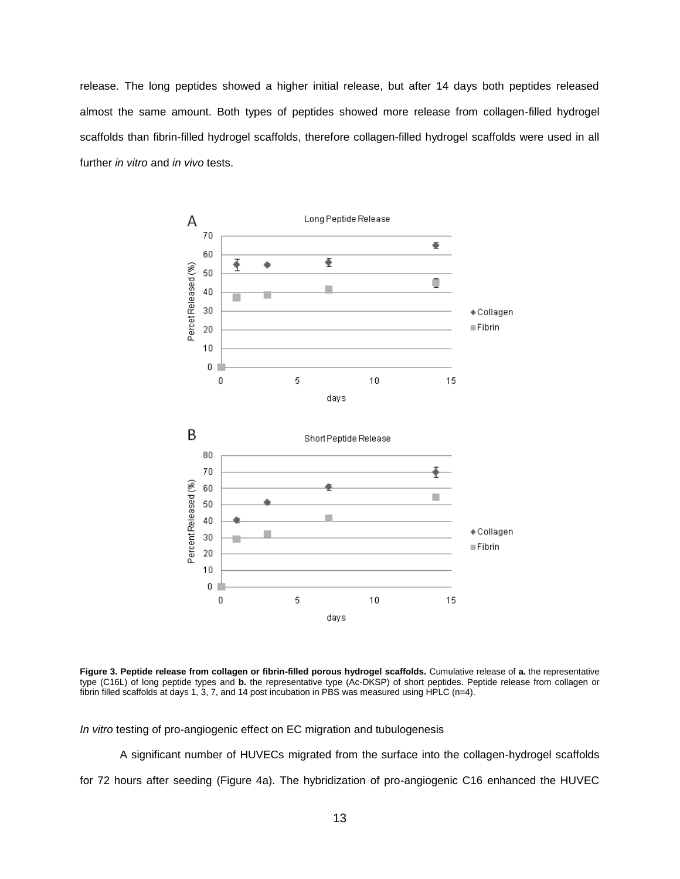release. The long peptides showed a higher initial release, but after 14 days both peptides released almost the same amount. Both types of peptides showed more release from collagen-filled hydrogel scaffolds than fibrin-filled hydrogel scaffolds, therefore collagen-filled hydrogel scaffolds were used in all further *in vitro* and *in vivo* tests.

**Figure 3. Peptide release from collagen or fibrin-filled porous hydrogel scaffolds.** Cumulative release of **a.** the representative type (C16L) of long peptide types and **b.** the representative type (Ac-DKSP) of short peptides. Peptide release from collagen or fibrin filled scaffolds at days 1, 3, 7, and 14 post incubation in PBS was measured using HPLC (n=4).

*In vitro* testing of pro-angiogenic effect on EC migration and tubulogenesis

A significant number of HUVECs migrated from the surface into the collagen-hydrogel scaffolds for 72 hours after seeding (Figure 4a). The hybridization of pro-angiogenic C16 enhanced the HUVEC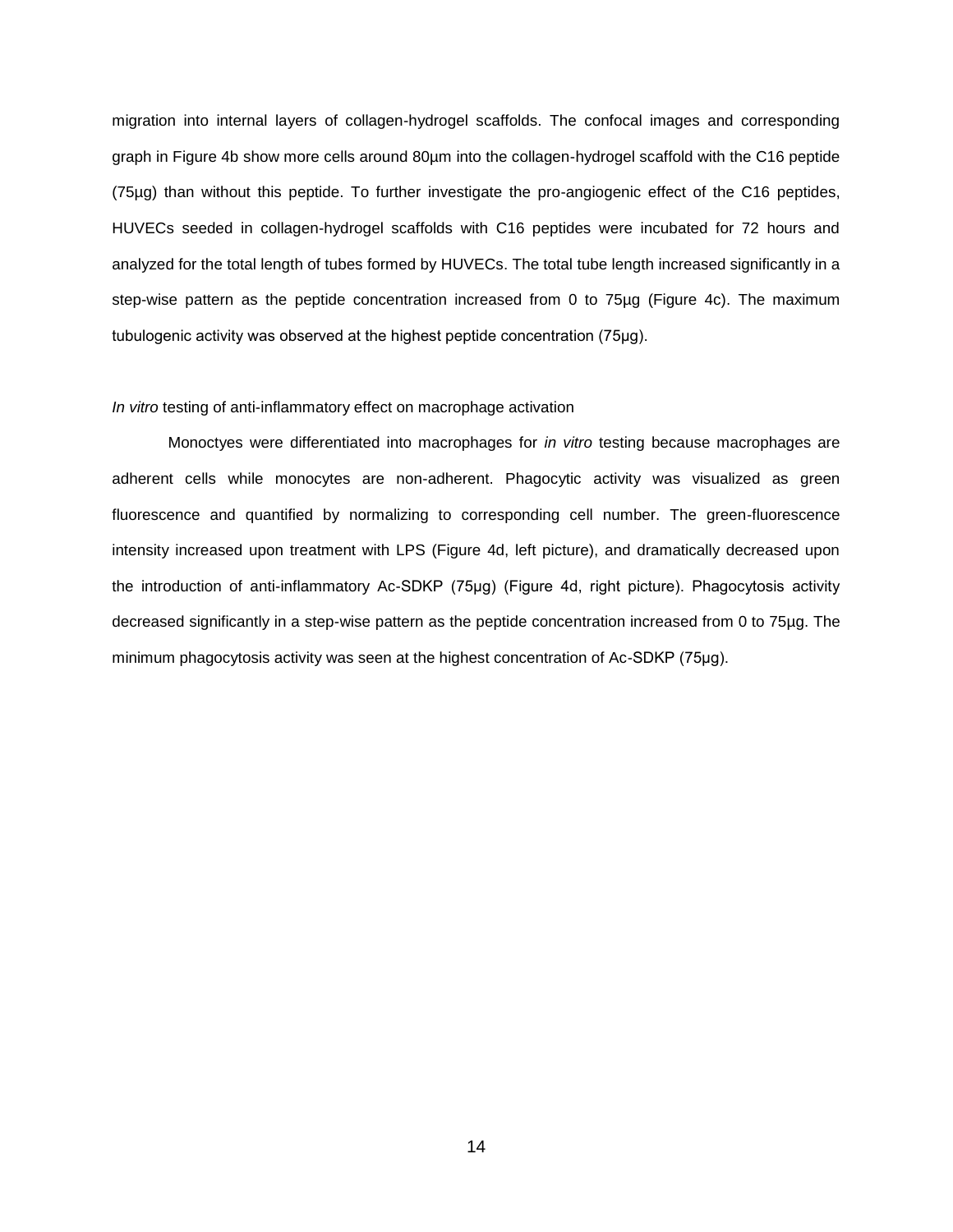migration into internal layers of collagen-hydrogel scaffolds. The confocal images and corresponding graph in Figure 4b show more cells around 80µm into the collagen-hydrogel scaffold with the C16 peptide (75µg) than without this peptide. To further investigate the pro-angiogenic effect of the C16 peptides, HUVECs seeded in collagen-hydrogel scaffolds with C16 peptides were incubated for 72 hours and analyzed for the total length of tubes formed by HUVECs. The total tube length increased significantly in a step-wise pattern as the peptide concentration increased from 0 to 75µg (Figure 4c). The maximum tubulogenic activity was observed at the highest peptide concentration (75µg).

*In vitro* testing of anti-inflammatory effect on macrophage activation

Monoctyes were differentiated into macrophages for *in vitro* testing because macrophages are adherent cells while monocytes are non-adherent. Phagocytic activity was visualized as green fluorescence and quantified by normalizing to corresponding cell number. The green-fluorescence intensity increased upon treatment with LPS (Figure 4d, left picture), and dramatically decreased upon the introduction of anti-inflammatory Ac-SDKP (75µg) (Figure 4d, right picture). Phagocytosis activity decreased significantly in a step-wise pattern as the peptide concentration increased from 0 to 75µg. The minimum phagocytosis activity was seen at the highest concentration of Ac-SDKP (75µg).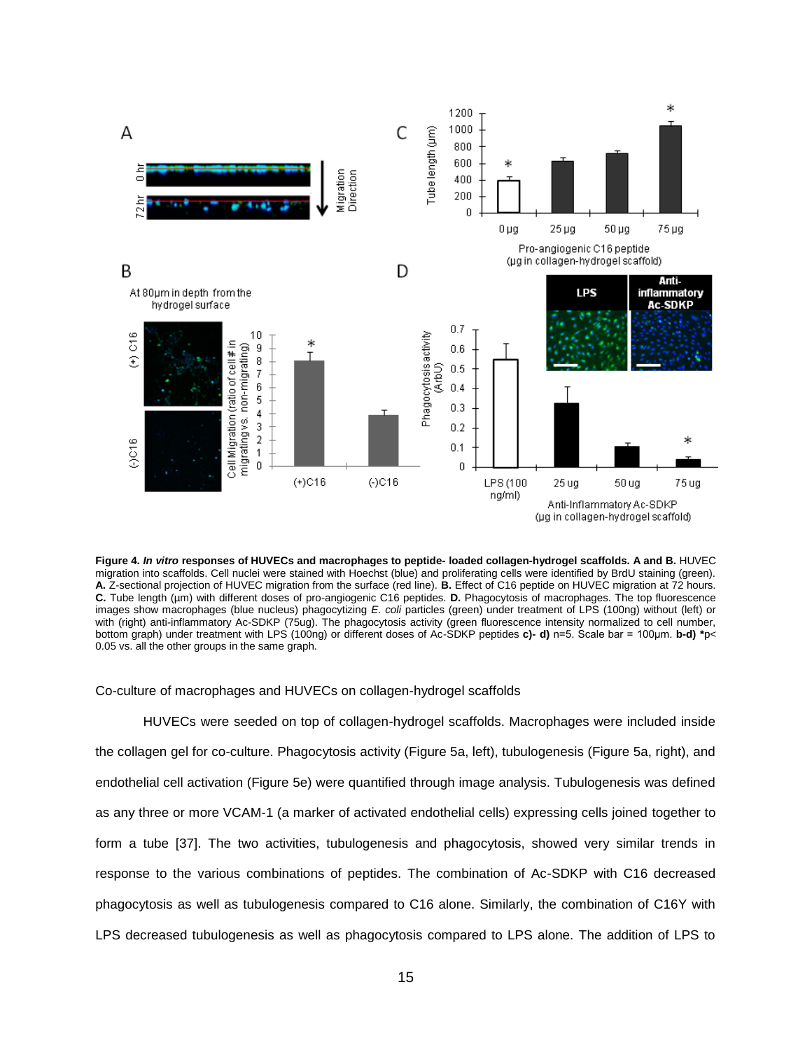**Figure 4.** ***In vitro*** **responses of HUVECs and macrophages to peptide- loaded collagen-hydrogel scaffolds. A and B.** HUVEC migration into scaffolds. Cell nuclei were stained with Hoechst (blue) and proliferating cells were identified by BrdU staining (green). **A.** Z-sectional projection of HUVEC migration from the surface (red line). **B.** Effect of C16 peptide on HUVEC migration at 72 hours. **C.** Tube length (µm) with different doses of pro-angiogenic C16 peptides. **D.** Phagocytosis of macrophages. The top fluorescence images show macrophages (blue nucleus) phagocytizing *E. coli* particles (green) under treatment of LPS (100ng) without (left) or with (right) anti-inflammatory Ac-SDKP (75ug). The phagocytosis activity (green fluorescence intensity normalized to cell number, bottom graph) under treatment with LPS (100ng) or different doses of Ac-SDKP peptides **c)- d)** n=5. Scale bar = 100µm. **b-d) ***$p < 0.05$ vs. all the other groups in the same graph.

Co-culture of macrophages and HUVECs on collagen-hydrogel scaffolds

HUVECs were seeded on top of collagen-hydrogel scaffolds. Macrophages were included inside the collagen gel for co-culture. Phagocytosis activity (Figure 5a, left), tubulogenesis (Figure 5a, right), and endothelial cell activation (Figure 5e) were quantified through image analysis. Tubulogenesis was defined as any three or more VCAM-1 (a marker of activated endothelial cells) expressing cells joined together to form a tube [37]. The two activities, tubulogenesis and phagocytosis, showed very similar trends in response to the various combinations of peptides. The combination of Ac-SDKP with C16 decreased phagocytosis as well as tubulogenesis compared to C16 alone. Similarly, the combination of C16Y with LPS decreased tubulogenesis as well as phagocytosis compared to LPS alone. The addition of LPS to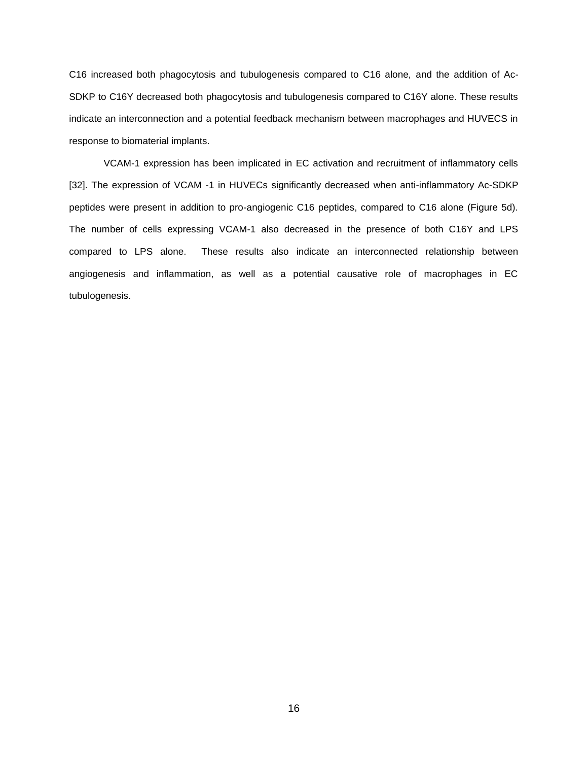C16 increased both phagocytosis and tubulogenesis compared to C16 alone, and the addition of Ac-SDKP to C16Y decreased both phagocytosis and tubulogenesis compared to C16Y alone. These results indicate an interconnection and a potential feedback mechanism between macrophages and HUVECS in response to biomaterial implants.

VCAM-1 expression has been implicated in EC activation and recruitment of inflammatory cells [32]. The expression of VCAM -1 in HUVECs significantly decreased when anti-inflammatory Ac-SDKP peptides were present in addition to pro-angiogenic C16 peptides, compared to C16 alone (Figure 5d). The number of cells expressing VCAM-1 also decreased in the presence of both C16Y and LPS compared to LPS alone. These results also indicate an interconnected relationship between angiogenesis and inflammation, as well as a potential causative role of macrophages in EC tubulogenesis.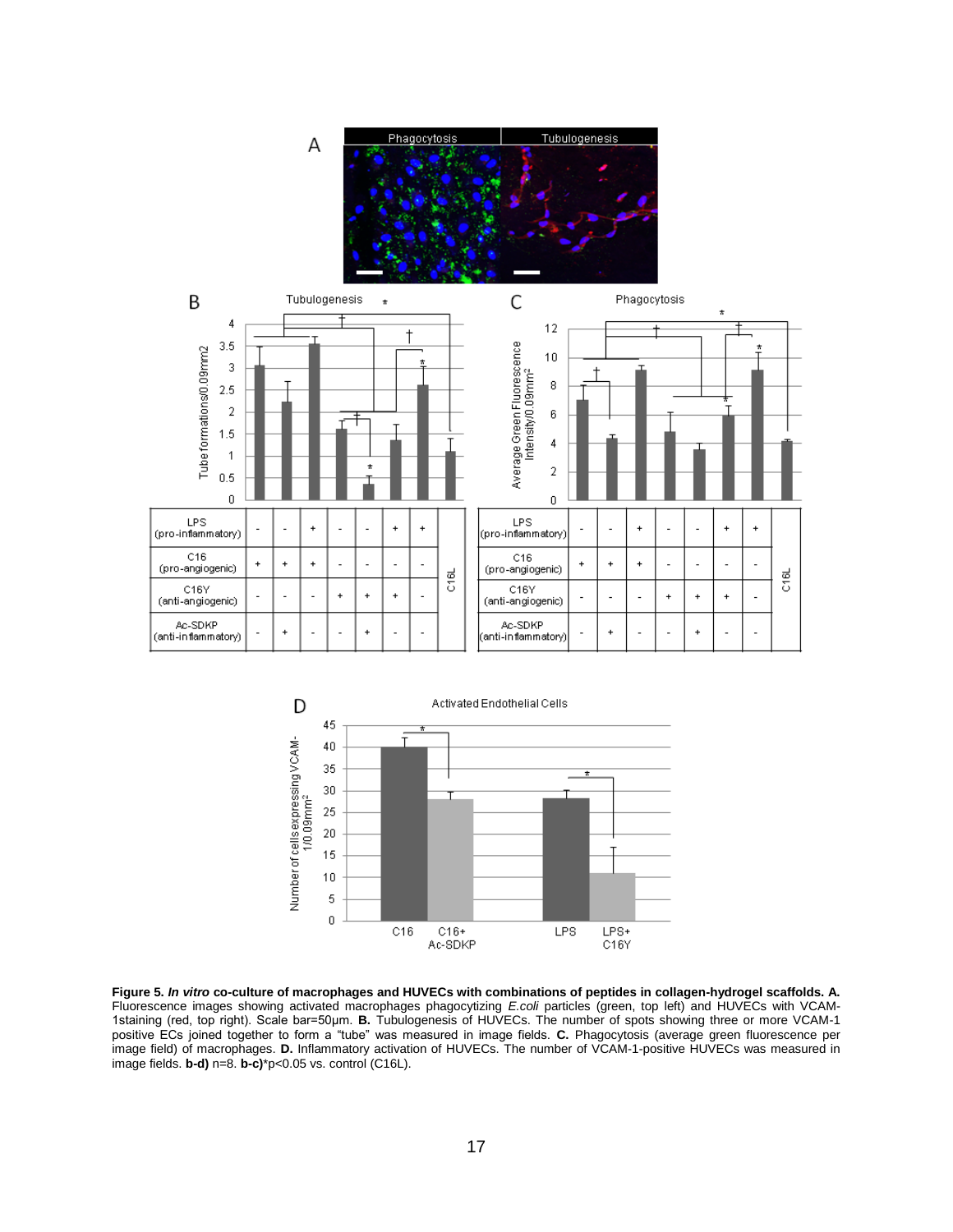**Figure 5.** ***In vitro*** **co-culture of macrophages and HUVECs with combinations of peptides in collagen-hydrogel scaffolds. A.** Fluorescence images showing activated macrophages phagocytizing *E.coli* particles (green, top left) and HUVECs with VCAM-1staining (red, top right). Scale bar=50μm. **B.** Tubulogenesis of HUVECs. The number of spots showing three or more VCAM-1 positive ECs joined together to form a "tube" was measured in image fields. **C.** Phagocytosis (average green fluorescence per image field) of macrophages. **D.** Inflammatory activation of HUVECs. The number of VCAM-1-positive HUVECs was measured in image fields. **b-d)** n=8. **b-c)***p<0.05 vs. control (C16L).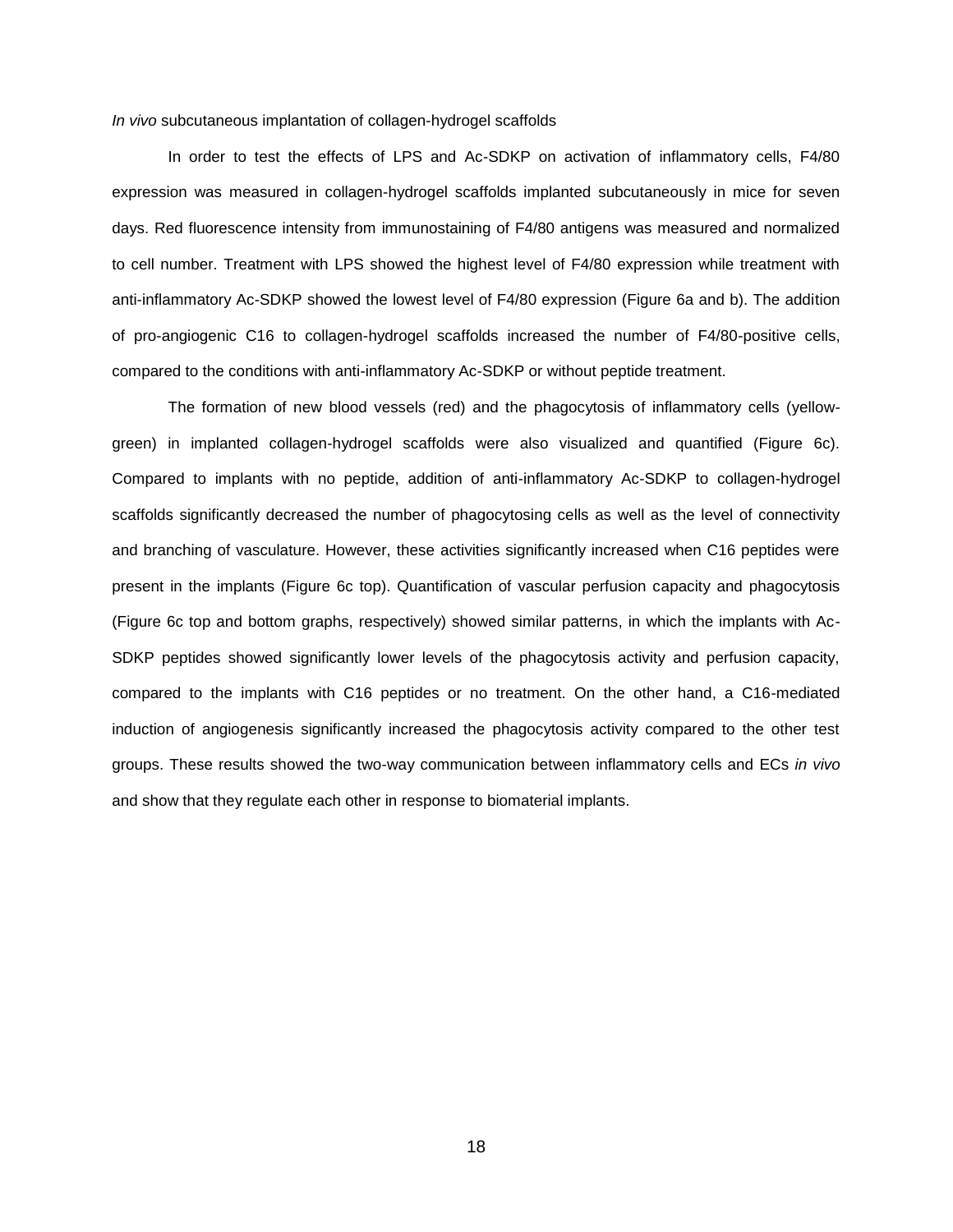*In vivo* subcutaneous implantation of collagen-hydrogel scaffolds

In order to test the effects of LPS and Ac-SDKP on activation of inflammatory cells, F4/80 expression was measured in collagen-hydrogel scaffolds implanted subcutaneously in mice for seven days. Red fluorescence intensity from immunostaining of F4/80 antigens was measured and normalized to cell number. Treatment with LPS showed the highest level of F4/80 expression while treatment with anti-inflammatory Ac-SDKP showed the lowest level of F4/80 expression (Figure 6a and b). The addition of pro-angiogenic C16 to collagen-hydrogel scaffolds increased the number of F4/80-positive cells, compared to the conditions with anti-inflammatory Ac-SDKP or without peptide treatment.

The formation of new blood vessels (red) and the phagocytosis of inflammatory cells (yellow-green) in implanted collagen-hydrogel scaffolds were also visualized and quantified (Figure 6c). Compared to implants with no peptide, addition of anti-inflammatory Ac-SDKP to collagen-hydrogel scaffolds significantly decreased the number of phagocytosing cells as well as the level of connectivity and branching of vasculature. However, these activities significantly increased when C16 peptides were present in the implants (Figure 6c top). Quantification of vascular perfusion capacity and phagocytosis (Figure 6c top and bottom graphs, respectively) showed similar patterns, in which the implants with Ac-SDKP peptides showed significantly lower levels of the phagocytosis activity and perfusion capacity, compared to the implants with C16 peptides or no treatment. On the other hand, a C16-mediated induction of angiogenesis significantly increased the phagocytosis activity compared to the other test groups. These results showed the two-way communication between inflammatory cells and ECs *in vivo* and show that they regulate each other in response to biomaterial implants.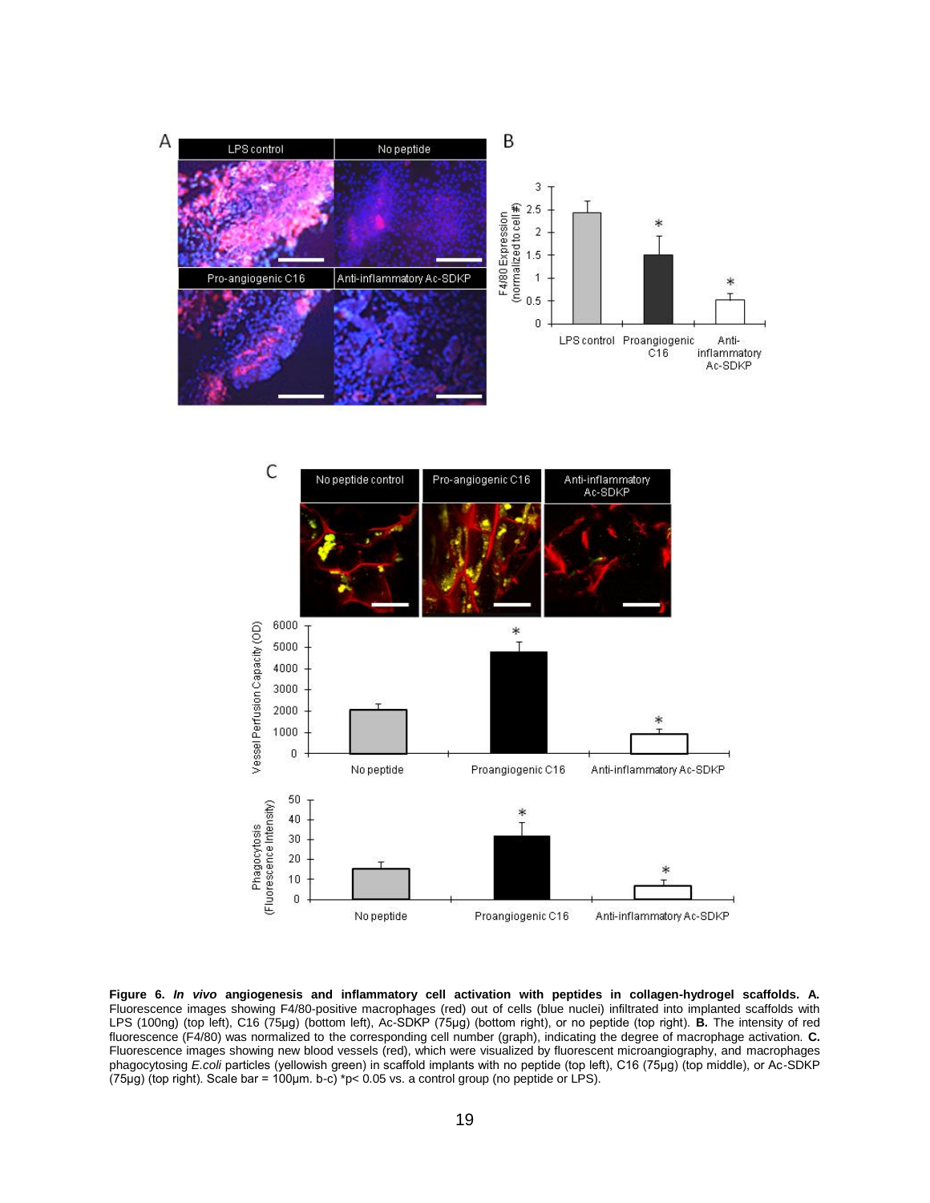**Figure 6. *In vivo* angiogenesis and inflammatory cell activation with peptides in collagen-hydrogel scaffolds. A.** Fluorescence images showing F4/80-positive macrophages (red) out of cells (blue nuclei) infiltrated into implanted scaffolds with LPS (100ng) (top left), C16 (75µg) (bottom left), Ac-SDKP (75µg) (bottom right), or no peptide (top right). **B.** The intensity of red fluorescence (F4/80) was normalized to the corresponding cell number (graph), indicating the degree of macrophage activation. **C.** Fluorescence images showing new blood vessels (red), which were visualized by fluorescent microangiography, and macrophages phagocytosing *E.coli* particles (yellowish green) in scaffold implants with no peptide (top left), C16 (75µg) (top middle), or Ac-SDKP (75µg) (top right). Scale bar = 100µm. b-c) *$p < 0.05$ vs. a control group (no peptide or LPS).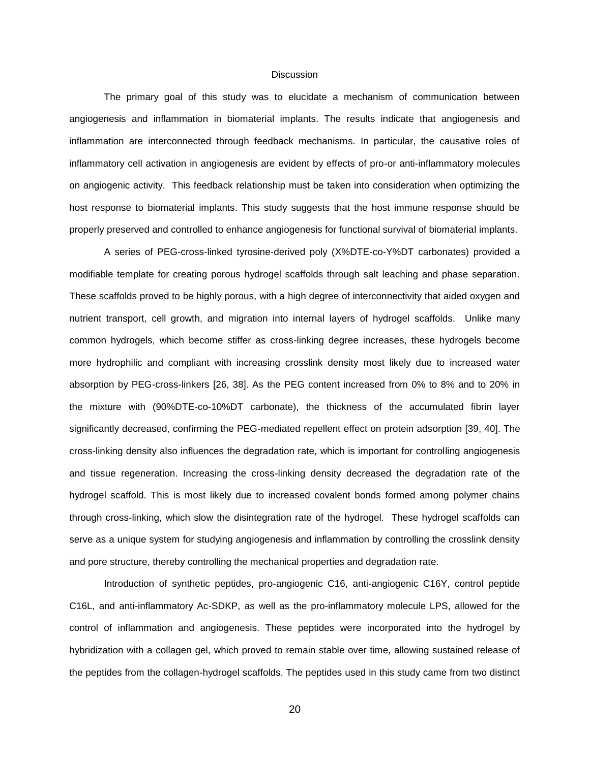# Discussion

The primary goal of this study was to elucidate a mechanism of communication between angiogenesis and inflammation in biomaterial implants. The results indicate that angiogenesis and inflammation are interconnected through feedback mechanisms. In particular, the causative roles of inflammatory cell activation in angiogenesis are evident by effects of pro-or anti-inflammatory molecules on angiogenic activity. This feedback relationship must be taken into consideration when optimizing the host response to biomaterial implants. This study suggests that the host immune response should be properly preserved and controlled to enhance angiogenesis for functional survival of biomaterial implants.

A series of PEG-cross-linked tyrosine-derived poly (X%DTE-co-Y%DT carbonates) provided a modifiable template for creating porous hydrogel scaffolds through salt leaching and phase separation. These scaffolds proved to be highly porous, with a high degree of interconnectivity that aided oxygen and nutrient transport, cell growth, and migration into internal layers of hydrogel scaffolds. Unlike many common hydrogels, which become stiffer as cross-linking degree increases, these hydrogels become more hydrophilic and compliant with increasing crosslink density most likely due to increased water absorption by PEG-cross-linkers [26, 38]. As the PEG content increased from 0% to 8% and to 20% in the mixture with (90%DTE-co-10%DT carbonate), the thickness of the accumulated fibrin layer significantly decreased, confirming the PEG-mediated repellent effect on protein adsorption [39, 40]. The cross-linking density also influences the degradation rate, which is important for controlling angiogenesis and tissue regeneration. Increasing the cross-linking density decreased the degradation rate of the hydrogel scaffold. This is most likely due to increased covalent bonds formed among polymer chains through cross-linking, which slow the disintegration rate of the hydrogel. These hydrogel scaffolds can serve as a unique system for studying angiogenesis and inflammation by controlling the crosslink density and pore structure, thereby controlling the mechanical properties and degradation rate.

Introduction of synthetic peptides, pro-angiogenic C16, anti-angiogenic C16Y, control peptide C16L, and anti-inflammatory Ac-SDKP, as well as the pro-inflammatory molecule LPS, allowed for the control of inflammation and angiogenesis. These peptides were incorporated into the hydrogel by hybridization with a collagen gel, which proved to remain stable over time, allowing sustained release of the peptides from the collagen-hydrogel scaffolds. The peptides used in this study came from two distinct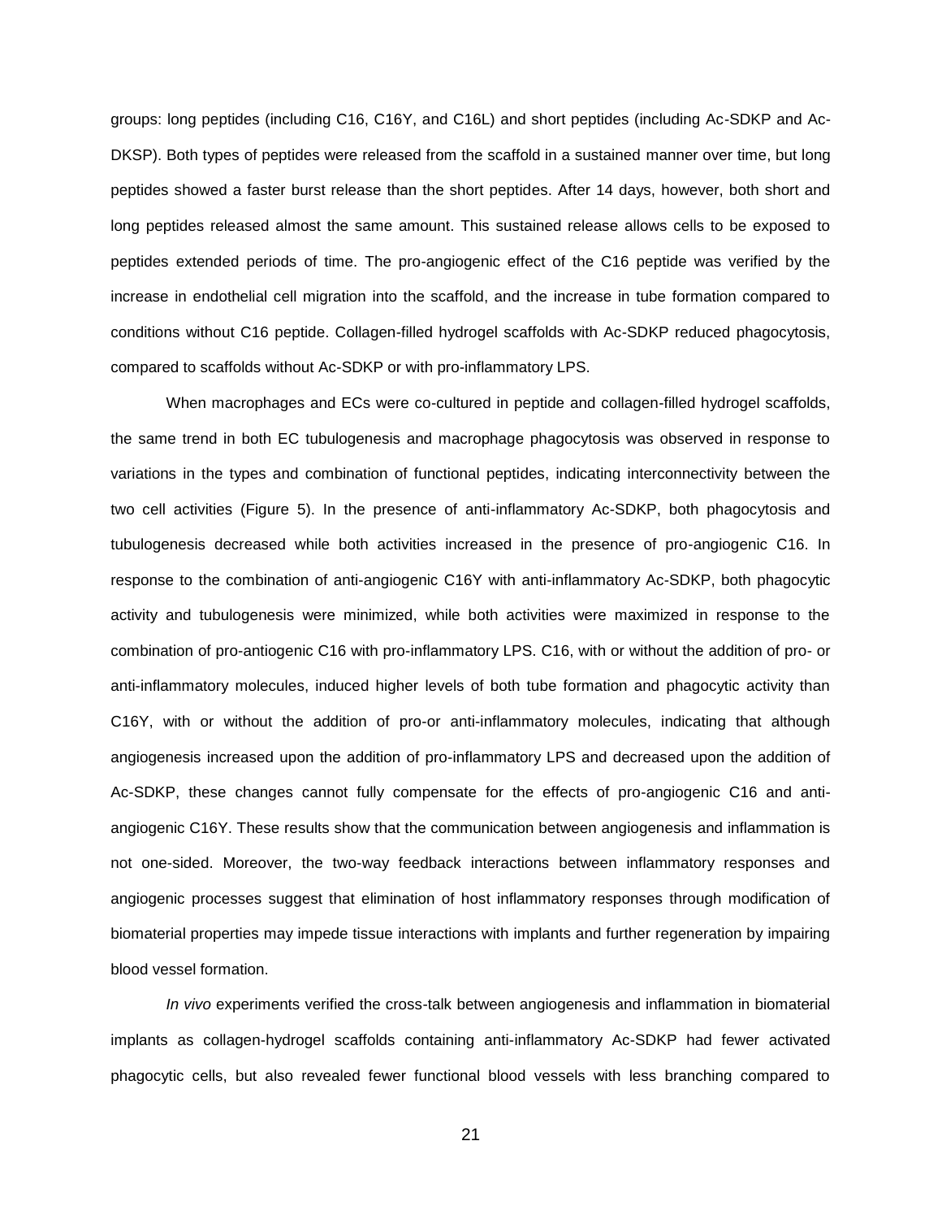groups: long peptides (including C16, C16Y, and C16L) and short peptides (including Ac-SDKP and Ac-DKSP). Both types of peptides were released from the scaffold in a sustained manner over time, but long peptides showed a faster burst release than the short peptides. After 14 days, however, both short and long peptides released almost the same amount. This sustained release allows cells to be exposed to peptides extended periods of time. The pro-angiogenic effect of the C16 peptide was verified by the increase in endothelial cell migration into the scaffold, and the increase in tube formation compared to conditions without C16 peptide. Collagen-filled hydrogel scaffolds with Ac-SDKP reduced phagocytosis, compared to scaffolds without Ac-SDKP or with pro-inflammatory LPS.

When macrophages and ECs were co-cultured in peptide and collagen-filled hydrogel scaffolds, the same trend in both EC tubulogenesis and macrophage phagocytosis was observed in response to variations in the types and combination of functional peptides, indicating interconnectivity between the two cell activities (Figure 5). In the presence of anti-inflammatory Ac-SDKP, both phagocytosis and tubulogenesis decreased while both activities increased in the presence of pro-angiogenic C16. In response to the combination of anti-angiogenic C16Y with anti-inflammatory Ac-SDKP, both phagocytic activity and tubulogenesis were minimized, while both activities were maximized in response to the combination of pro-antiogenic C16 with pro-inflammatory LPS. C16, with or without the addition of pro- or anti-inflammatory molecules, induced higher levels of both tube formation and phagocytic activity than C16Y, with or without the addition of pro-or anti-inflammatory molecules, indicating that although angiogenesis increased upon the addition of pro-inflammatory LPS and decreased upon the addition of Ac-SDKP, these changes cannot fully compensate for the effects of pro-angiogenic C16 and anti-angiogenic C16Y. These results show that the communication between angiogenesis and inflammation is not one-sided. Moreover, the two-way feedback interactions between inflammatory responses and angiogenic processes suggest that elimination of host inflammatory responses through modification of biomaterial properties may impede tissue interactions with implants and further regeneration by impairing blood vessel formation.

*In vivo* experiments verified the cross-talk between angiogenesis and inflammation in biomaterial implants as collagen-hydrogel scaffolds containing anti-inflammatory Ac-SDKP had fewer activated phagocytic cells, but also revealed fewer functional blood vessels with less branching compared to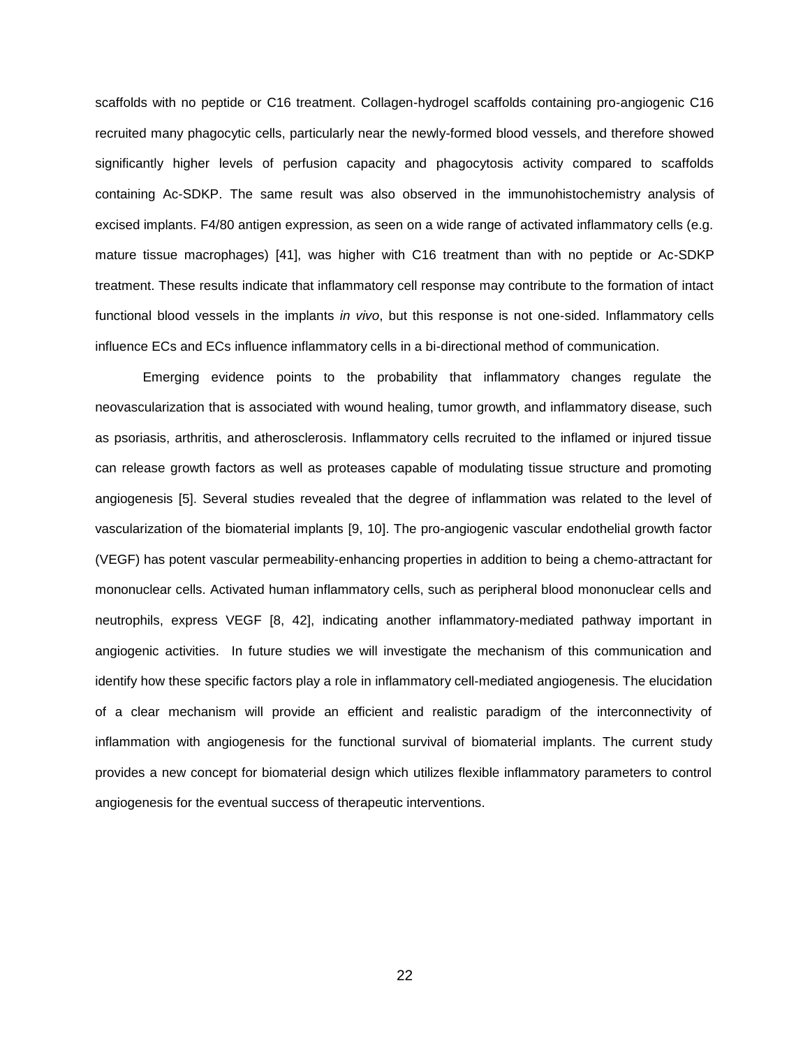scaffolds with no peptide or C16 treatment. Collagen-hydrogel scaffolds containing pro-angiogenic C16 recruited many phagocytic cells, particularly near the newly-formed blood vessels, and therefore showed significantly higher levels of perfusion capacity and phagocytosis activity compared to scaffolds containing Ac-SDKP. The same result was also observed in the immunohistochemistry analysis of excised implants. F4/80 antigen expression, as seen on a wide range of activated inflammatory cells (e.g. mature tissue macrophages) [41], was higher with C16 treatment than with no peptide or Ac-SDKP treatment. These results indicate that inflammatory cell response may contribute to the formation of intact functional blood vessels in the implants *in vivo*, but this response is not one-sided. Inflammatory cells influence ECs and ECs influence inflammatory cells in a bi-directional method of communication.

Emerging evidence points to the probability that inflammatory changes regulate the neovascularization that is associated with wound healing, tumor growth, and inflammatory disease, such as psoriasis, arthritis, and atherosclerosis. Inflammatory cells recruited to the inflamed or injured tissue can release growth factors as well as proteases capable of modulating tissue structure and promoting angiogenesis [5]. Several studies revealed that the degree of inflammation was related to the level of vascularization of the biomaterial implants [9, 10]. The pro-angiogenic vascular endothelial growth factor (VEGF) has potent vascular permeability-enhancing properties in addition to being a chemo-attractant for mononuclear cells. Activated human inflammatory cells, such as peripheral blood mononuclear cells and neutrophils, express VEGF [8, 42], indicating another inflammatory-mediated pathway important in angiogenic activities. In future studies we will investigate the mechanism of this communication and identify how these specific factors play a role in inflammatory cell-mediated angiogenesis. The elucidation of a clear mechanism will provide an efficient and realistic paradigm of the interconnectivity of inflammation with angiogenesis for the functional survival of biomaterial implants. The current study provides a new concept for biomaterial design which utilizes flexible inflammatory parameters to control angiogenesis for the eventual success of therapeutic interventions.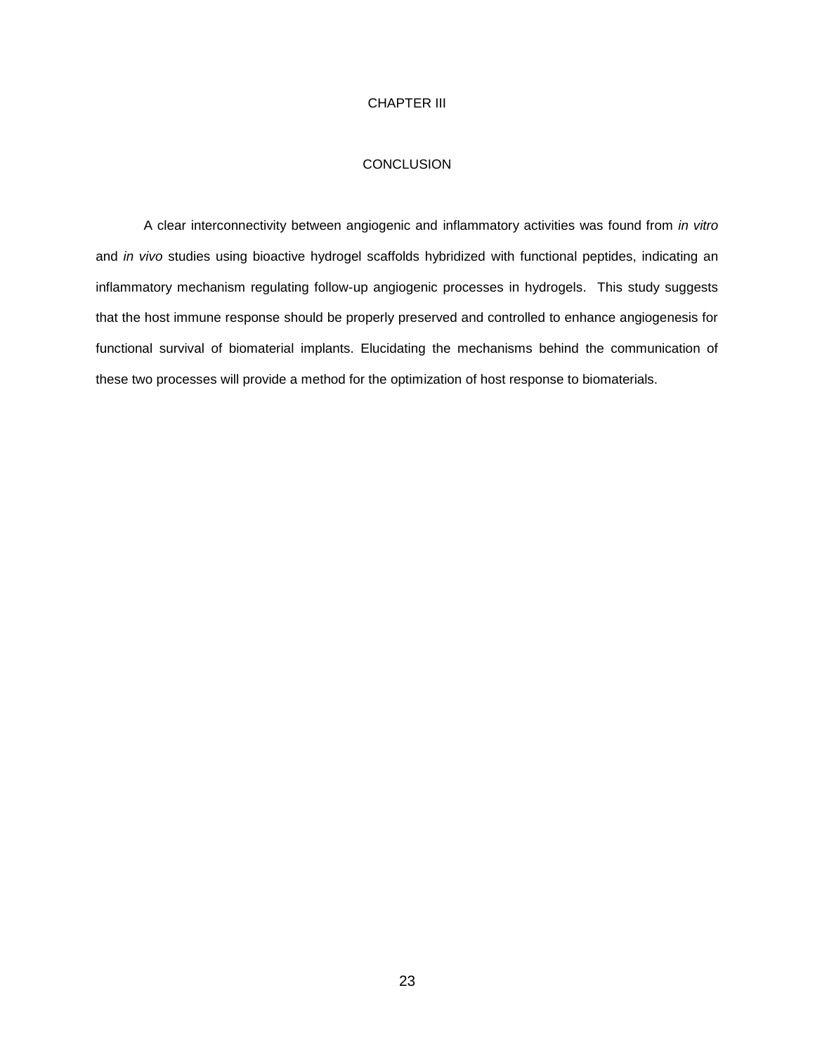# CHAPTER III

## CONCLUSION

A clear interconnectivity between angiogenic and inflammatory activities was found from *in vitro* and *in vivo* studies using bioactive hydrogel scaffolds hybridized with functional peptides, indicating an inflammatory mechanism regulating follow-up angiogenic processes in hydrogels. This study suggests that the host immune response should be properly preserved and controlled to enhance angiogenesis for functional survival of biomaterial implants. Elucidating the mechanisms behind the communication of these two processes will provide a method for the optimization of host response to biomaterials.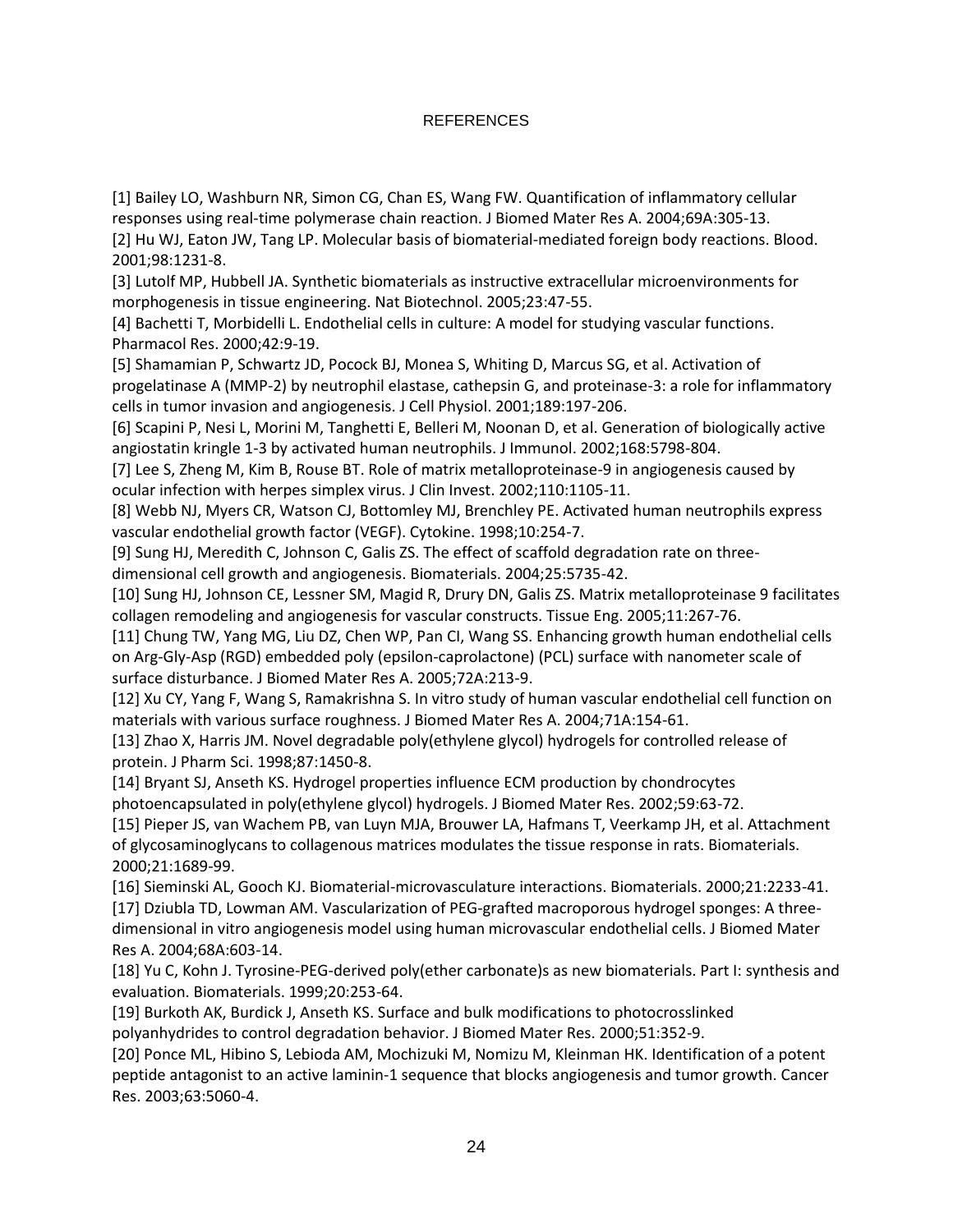# REFERENCES

[1] Bailey LO, Washburn NR, Simon CG, Chan ES, Wang FW. Quantification of inflammatory cellular responses using real-time polymerase chain reaction. J Biomed Mater Res A. 2004;69A:305-13.

[2] Hu WJ, Eaton JW, Tang LP. Molecular basis of biomaterial-mediated foreign body reactions. Blood. 2001;98:1231-8.

[3] Lutolf MP, Hubbell JA. Synthetic biomaterials as instructive extracellular microenvironments for morphogenesis in tissue engineering. Nat Biotechnol. 2005;23:47-55.

[4] Bachetti T, Morbidelli L. Endothelial cells in culture: A model for studying vascular functions. Pharmacol Res. 2000;42:9-19.

[5] Shamamian P, Schwartz JD, Pocock BJ, Monea S, Whiting D, Marcus SG, et al. Activation of progelatinase A (MMP-2) by neutrophil elastase, cathepsin G, and proteinase-3: a role for inflammatory cells in tumor invasion and angiogenesis. J Cell Physiol. 2001;189:197-206.

[6] Scapini P, Nesi L, Morini M, Tanghetti E, Belleri M, Noonan D, et al. Generation of biologically active angiostatin kringle 1-3 by activated human neutrophils. J Immunol. 2002;168:5798-804.

[7] Lee S, Zheng M, Kim B, Rouse BT. Role of matrix metalloproteinase-9 in angiogenesis caused by ocular infection with herpes simplex virus. J Clin Invest. 2002;110:1105-11.

[8] Webb NJ, Myers CR, Watson CJ, Bottomley MJ, Brenchley PE. Activated human neutrophils express vascular endothelial growth factor (VEGF). Cytokine. 1998;10:254-7.

[9] Sung HJ, Meredith C, Johnson C, Galis ZS. The effect of scaffold degradation rate on three-dimensional cell growth and angiogenesis. Biomaterials. 2004;25:5735-42.

[10] Sung HJ, Johnson CE, Lessner SM, Magid R, Drury DN, Galis ZS. Matrix metalloproteinase 9 facilitates collagen remodeling and angiogenesis for vascular constructs. Tissue Eng. 2005;11:267-76.

[11] Chung TW, Yang MG, Liu DZ, Chen WP, Pan CI, Wang SS. Enhancing growth human endothelial cells on Arg-Gly-Asp (RGD) embedded poly (epsilon-caprolactone) (PCL) surface with nanometer scale of surface disturbance. J Biomed Mater Res A. 2005;72A:213-9.

[12] Xu CY, Yang F, Wang S, Ramakrishna S. In vitro study of human vascular endothelial cell function on materials with various surface roughness. J Biomed Mater Res A. 2004;71A:154-61.

[13] Zhao X, Harris JM. Novel degradable poly(ethylene glycol) hydrogels for controlled release of protein. J Pharm Sci. 1998;87:1450-8.

[14] Bryant SJ, Anseth KS. Hydrogel properties influence ECM production by chondrocytes photoencapsulated in poly(ethylene glycol) hydrogels. J Biomed Mater Res. 2002;59:63-72.

[15] Pieper JS, van Wachem PB, van Luyn MJA, Brouwer LA, Hafmans T, Veerkamp JH, et al. Attachment of glycosaminoglycans to collagenous matrices modulates the tissue response in rats. Biomaterials. 2000;21:1689-99.

[16] Sieminski AL, Gooch KJ. Biomaterial-microvasculature interactions. Biomaterials. 2000;21:2233-41.

[17] Dziubla TD, Lowman AM. Vascularization of PEG-grafted macroporous hydrogel sponges: A three-dimensional in vitro angiogenesis model using human microvascular endothelial cells. J Biomed Mater Res A. 2004;68A:603-14.

[18] Yu C, Kohn J. Tyrosine-PEG-derived poly(ether carbonate)s as new biomaterials. Part I: synthesis and evaluation. Biomaterials. 1999;20:253-64.

[19] Burkoth AK, Burdick J, Anseth KS. Surface and bulk modifications to photocrosslinked polyanhydrides to control degradation behavior. J Biomed Mater Res. 2000;51:352-9.

[20] Ponce ML, Hibino S, Lebioda AM, Mochizuki M, Nomizu M, Kleinman HK. Identification of a potent peptide antagonist to an active laminin-1 sequence that blocks angiogenesis and tumor growth. Cancer Res. 2003;63:5060-4.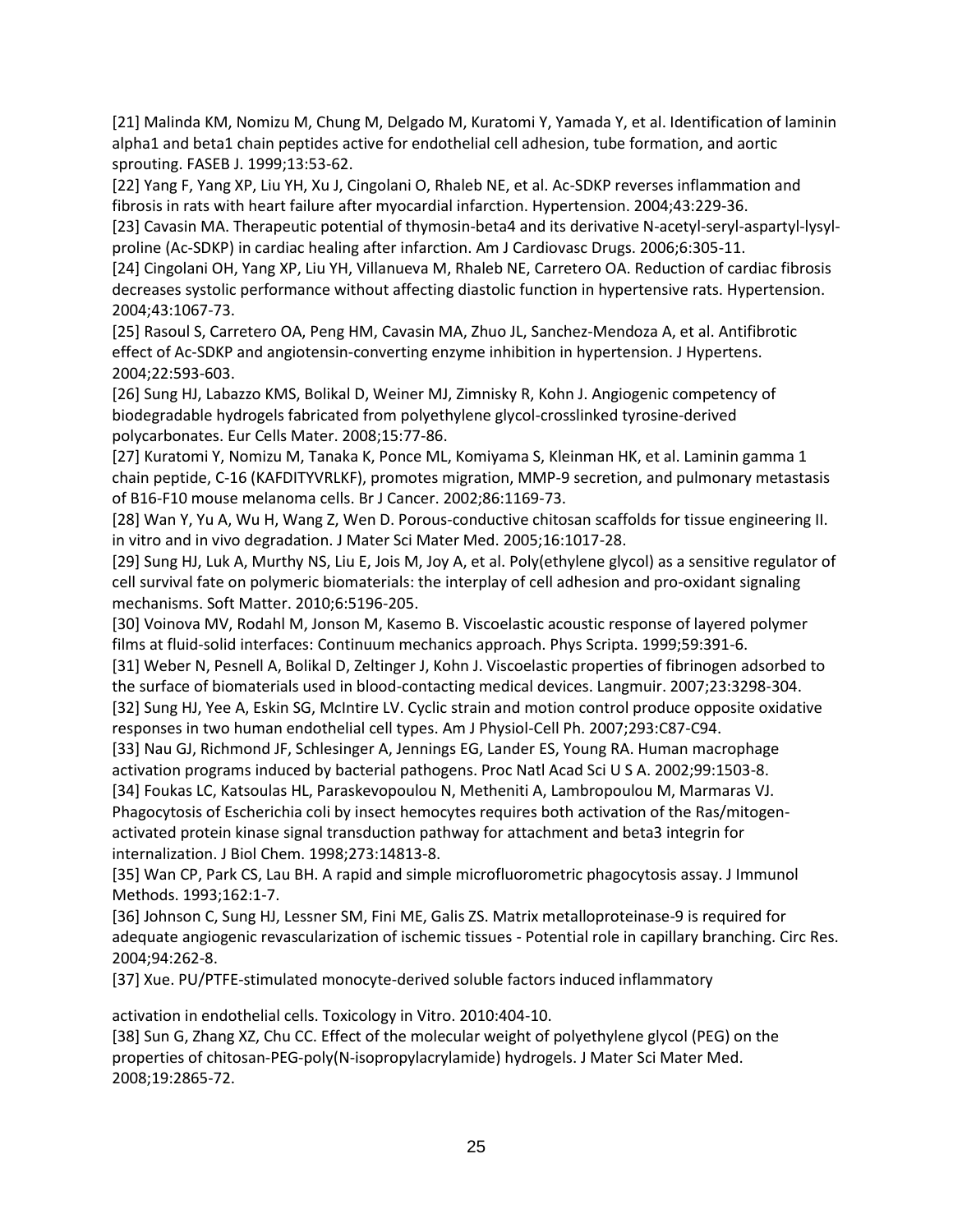[21] Malinda KM, Nomizu M, Chung M, Delgado M, Kuratomi Y, Yamada Y, et al. Identification of laminin alpha1 and beta1 chain peptides active for endothelial cell adhesion, tube formation, and aortic sprouting. FASEB J. 1999;13:53-62.

[22] Yang F, Yang XP, Liu YH, Xu J, Cingolani O, Rhaleb NE, et al. Ac-SDKP reverses inflammation and fibrosis in rats with heart failure after myocardial infarction. Hypertension. 2004;43:229-36.

[23] Cavasin MA. Therapeutic potential of thymosin-beta4 and its derivative N-acetyl-seryl-aspartyl-lysyl-proline (Ac-SDKP) in cardiac healing after infarction. Am J Cardiovasc Drugs. 2006;6:305-11.

[24] Cingolani OH, Yang XP, Liu YH, Villanueva M, Rhaleb NE, Carretero OA. Reduction of cardiac fibrosis decreases systolic performance without affecting diastolic function in hypertensive rats. Hypertension. 2004;43:1067-73.

[25] Rasoul S, Carretero OA, Peng HM, Cavasin MA, Zhuo JL, Sanchez-Mendoza A, et al. Antifibrotic effect of Ac-SDKP and angiotensin-converting enzyme inhibition in hypertension. J Hypertens. 2004;22:593-603.

[26] Sung HJ, Labazzo KMS, Bolikal D, Weiner MJ, Zimnisky R, Kohn J. Angiogenic competency of biodegradable hydrogels fabricated from polyethylene glycol-crosslinked tyrosine-derived polycarbonates. Eur Cells Mater. 2008;15:77-86.

[27] Kuratomi Y, Nomizu M, Tanaka K, Ponce ML, Komiyama S, Kleinman HK, et al. Laminin gamma 1 chain peptide, C-16 (KAFDITYVRLKF), promotes migration, MMP-9 secretion, and pulmonary metastasis of B16-F10 mouse melanoma cells. Br J Cancer. 2002;86:1169-73.

[28] Wan Y, Yu A, Wu H, Wang Z, Wen D. Porous-conductive chitosan scaffolds for tissue engineering II. in vitro and in vivo degradation. J Mater Sci Mater Med. 2005;16:1017-28.

[29] Sung HJ, Luk A, Murthy NS, Liu E, Jois M, Joy A, et al. Poly(ethylene glycol) as a sensitive regulator of cell survival fate on polymeric biomaterials: the interplay of cell adhesion and pro-oxidant signaling mechanisms. Soft Matter. 2010;6:5196-205.

[30] Voinova MV, Rodahl M, Jonson M, Kasemo B. Viscoelastic acoustic response of layered polymer films at fluid-solid interfaces: Continuum mechanics approach. Phys Scripta. 1999;59:391-6.

[31] Weber N, Pesnell A, Bolikal D, Zeltinger J, Kohn J. Viscoelastic properties of fibrinogen adsorbed to the surface of biomaterials used in blood-contacting medical devices. Langmuir. 2007;23:3298-304.

[32] Sung HJ, Yee A, Eskin SG, McIntire LV. Cyclic strain and motion control produce opposite oxidative responses in two human endothelial cell types. Am J Physiol-Cell Ph. 2007;293:C87-C94.

[33] Nau GJ, Richmond JF, Schlesinger A, Jennings EG, Lander ES, Young RA. Human macrophage activation programs induced by bacterial pathogens. Proc Natl Acad Sci U S A. 2002;99:1503-8.

[34] Foukas LC, Katsoulas HL, Paraskevopoulou N, Metheniti A, Lambropoulou M, Marmaras VJ. Phagocytosis of Escherichia coli by insect hemocytes requires both activation of the Ras/mitogen-activated protein kinase signal transduction pathway for attachment and beta3 integrin for internalization. J Biol Chem. 1998;273:14813-8.

[35] Wan CP, Park CS, Lau BH. A rapid and simple microfluorometric phagocytosis assay. J Immunol Methods. 1993;162:1-7.

[36] Johnson C, Sung HJ, Lessner SM, Fini ME, Galis ZS. Matrix metalloproteinase-9 is required for adequate angiogenic revascularization of ischemic tissues - Potential role in capillary branching. Circ Res. 2004;94:262-8.

[37] Xue. PU/PTFE-stimulated monocyte-derived soluble factors induced inflammatory activation in endothelial cells. Toxicology in Vitro. 2010:404-10.

[38] Sun G, Zhang XZ, Chu CC. Effect of the molecular weight of polyethylene glycol (PEG) on the properties of chitosan-PEG-poly(N-isopropylacrylamide) hydrogels. J Mater Sci Mater Med. 2008;19:2865-72.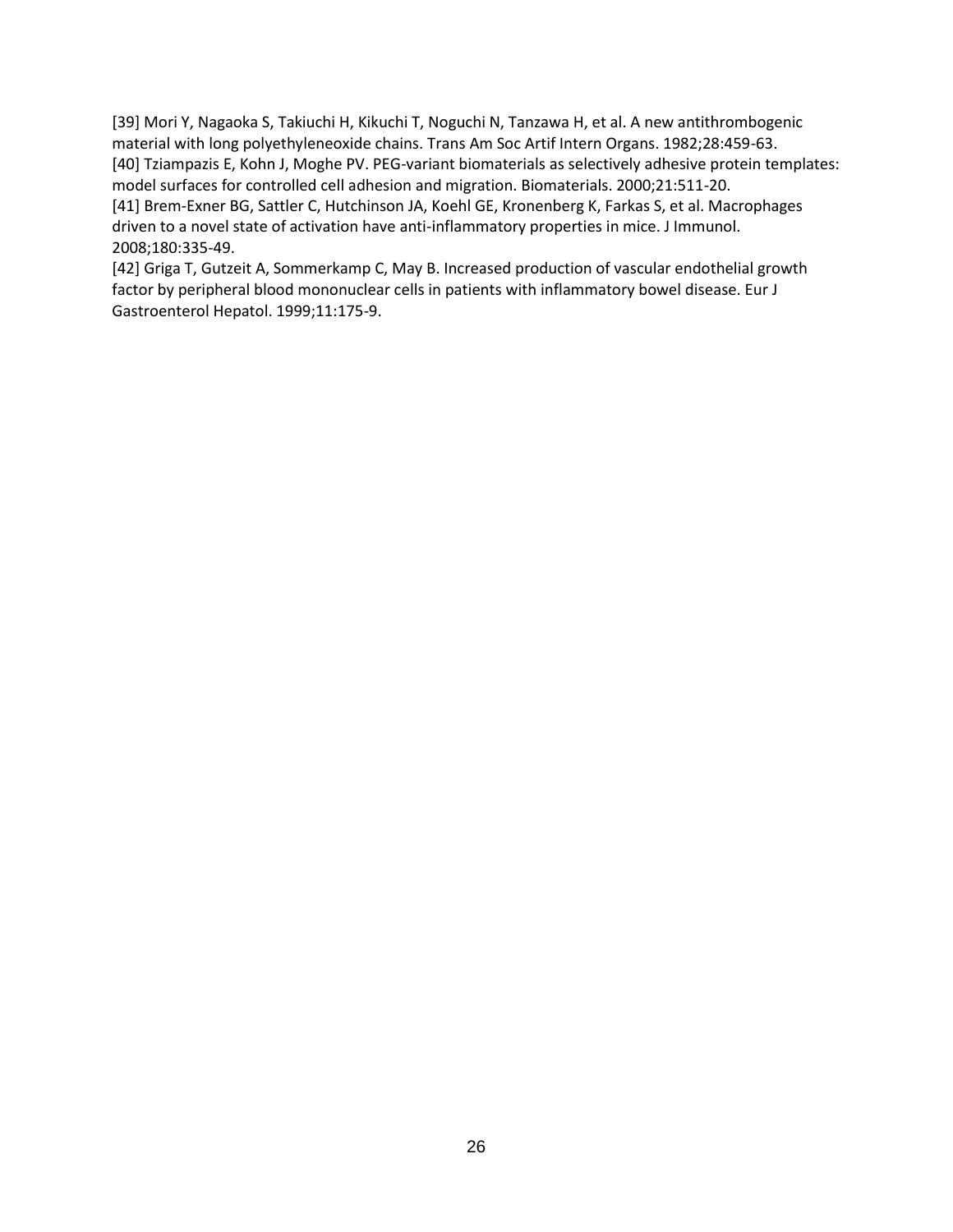[39] Mori Y, Nagaoka S, Takiuchi H, Kikuchi T, Noguchi N, Tanzawa H, et al. A new antithrombogenic material with long polyethyleneoxide chains. Trans Am Soc Artif Intern Organs. 1982;28:459-63.

[40] Tziampazis E, Kohn J, Moghe PV. PEG-variant biomaterials as selectively adhesive protein templates: model surfaces for controlled cell adhesion and migration. Biomaterials. 2000;21:511-20.

[41] Brem-Exner BG, Sattler C, Hutchinson JA, Koehl GE, Kronenberg K, Farkas S, et al. Macrophages driven to a novel state of activation have anti-inflammatory properties in mice. J Immunol. 2008;180:335-49.

[42] Griga T, Gutzeit A, Sommerkamp C, May B. Increased production of vascular endothelial growth factor by peripheral blood mononuclear cells in patients with inflammatory bowel disease. Eur J Gastroenterol Hepatol. 1999;11:175-9.